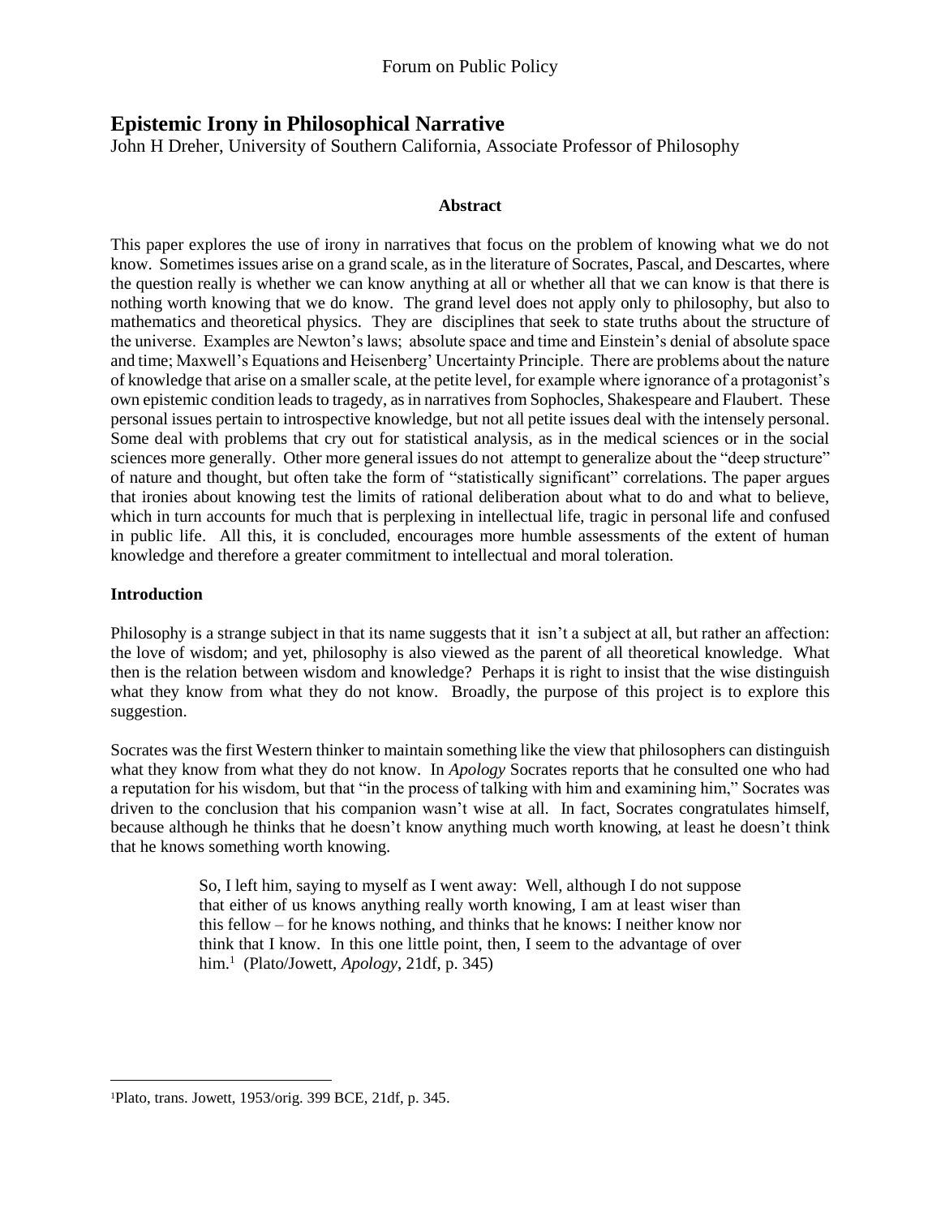# Epistemic Irony in Philosophical Narrative

John H Dreher, University of Southern California, Associate Professor of Philosophy

### Abstract

This paper explores the use of irony in narratives that focus on the problem of knowing what we do not know. Sometimes issues arise on a grand scale, as in the literature of Socrates, Pascal, and Descartes, where the question really is whether we can know anything at all or whether all that we can know is that there is nothing worth knowing that we do know. The grand level does not apply only to philosophy, but also to mathematics and theoretical physics. They are disciplines that seek to state truths about the structure of the universe. Examples are Newton's laws; absolute space and time and Einstein's denial of absolute space and time; Maxwell's Equations and Heisenberg' Uncertainty Principle. There are problems about the nature of knowledge that arise on a smaller scale, at the petite level, for example where ignorance of a protagonist's own epistemic condition leads to tragedy, as in narratives from Sophocles, Shakespeare and Flaubert. These personal issues pertain to introspective knowledge, but not all petite issues deal with the intensely personal. Some deal with problems that cry out for statistical analysis, as in the medical sciences or in the social sciences more generally. Other more general issues do not attempt to generalize about the "deep structure" of nature and thought, but often take the form of "statistically significant" correlations. The paper argues that ironies about knowing test the limits of rational deliberation about what to do and what to believe, which in turn accounts for much that is perplexing in intellectual life, tragic in personal life and confused in public life. All this, it is concluded, encourages more humble assessments of the extent of human knowledge and therefore a greater commitment to intellectual and moral toleration.

## Introduction

Philosophy is a strange subject in that its name suggests that it isn't a subject at all, but rather an affection: the love of wisdom; and yet, philosophy is also viewed as the parent of all theoretical knowledge. What then is the relation between wisdom and knowledge? Perhaps it is right to insist that the wise distinguish what they know from what they do not know. Broadly, the purpose of this project is to explore this suggestion.

Socrates was the first Western thinker to maintain something like the view that philosophers can distinguish what they know from what they do not know. In *Apology* Socrates reports that he consulted one who had a reputation for his wisdom, but that "in the process of talking with him and examining him," Socrates was driven to the conclusion that his companion wasn't wise at all. In fact, Socrates congratulates himself, because although he thinks that he doesn't know anything much worth knowing, at least he doesn't think that he knows something worth knowing.

> So, I left him, saying to myself as I went away: Well, although I do not suppose that either of us knows anything really worth knowing, I am at least wiser than this fellow – for he knows nothing, and thinks that he knows: I neither know nor think that I know. In this one little point, then, I seem to the advantage of over him.[1] (Plato/Jowett, *Apology*, 21df, p. 345)

[1]Plato, trans. Jowett, 1953/orig. 399 BCE, 21df, p. 345.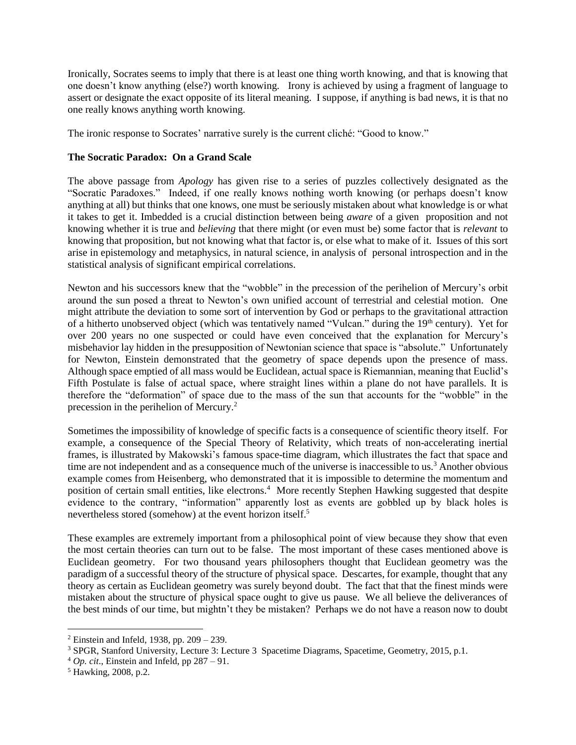Ironically, Socrates seems to imply that there is at least one thing worth knowing, and that is knowing that one doesn't know anything (else?) worth knowing. Irony is achieved by using a fragment of language to assert or designate the exact opposite of its literal meaning. I suppose, if anything is bad news, it is that no one really knows anything worth knowing.

The ironic response to Socrates' narrative surely is the current cliché: "Good to know."

**The Socratic Paradox: On a Grand Scale**

The above passage from *Apology* has given rise to a series of puzzles collectively designated as the "Socratic Paradoxes." Indeed, if one really knows nothing worth knowing (or perhaps doesn't know anything at all) but thinks that one knows, one must be seriously mistaken about what knowledge is or what it takes to get it. Imbedded is a crucial distinction between being *aware* of a given proposition and not knowing whether it is true and *believing* that there might (or even must be) some factor that is *relevant* to knowing that proposition, but not knowing what that factor is, or else what to make of it. Issues of this sort arise in epistemology and metaphysics, in natural science, in analysis of personal introspection and in the statistical analysis of significant empirical correlations.

Newton and his successors knew that the "wobble" in the precession of the perihelion of Mercury's orbit around the sun posed a threat to Newton's own unified account of terrestrial and celestial motion. One might attribute the deviation to some sort of intervention by God or perhaps to the gravitational attraction of a hitherto unobserved object (which was tentatively named "Vulcan." during the 19th century). Yet for over 200 years no one suspected or could have even conceived that the explanation for Mercury's misbehavior lay hidden in the presupposition of Newtonian science that space is "absolute." Unfortunately for Newton, Einstein demonstrated that the geometry of space depends upon the presence of mass. Although space emptied of all mass would be Euclidean, actual space is Riemannian, meaning that Euclid's Fifth Postulate is false of actual space, where straight lines within a plane do not have parallels. It is therefore the "deformation" of space due to the mass of the sun that accounts for the "wobble" in the precession in the perihelion of Mercury.[2]

Sometimes the impossibility of knowledge of specific facts is a consequence of scientific theory itself. For example, a consequence of the Special Theory of Relativity, which treats of non-accelerating inertial frames, is illustrated by Makowski's famous space-time diagram, which illustrates the fact that space and time are not independent and as a consequence much of the universe is inaccessible to us.[3] Another obvious example comes from Heisenberg, who demonstrated that it is impossible to determine the momentum and position of certain small entities, like electrons.[4] More recently Stephen Hawking suggested that despite evidence to the contrary, "information" apparently lost as events are gobbled up by black holes is nevertheless stored (somehow) at the event horizon itself.[5]

These examples are extremely important from a philosophical point of view because they show that even the most certain theories can turn out to be false. The most important of these cases mentioned above is Euclidean geometry. For two thousand years philosophers thought that Euclidean geometry was the paradigm of a successful theory of the structure of physical space. Descartes, for example, thought that any theory as certain as Euclidean geometry was surely beyond doubt. The fact that that the finest minds were mistaken about the structure of physical space ought to give us pause. We all believe the deliverances of the best minds of our time, but mightn't they be mistaken? Perhaps we do not have a reason now to doubt

---

[2] Einstein and Infeld, 1938, pp. 209 – 239.

[3] SPGR, Stanford University, Lecture 3: Lecture 3 Spacetime Diagrams, Spacetime, Geometry, 2015, p.1.

[4] *Op. cit*., Einstein and Infeld, pp 287 – 91.

[5] Hawking, 2008, p.2.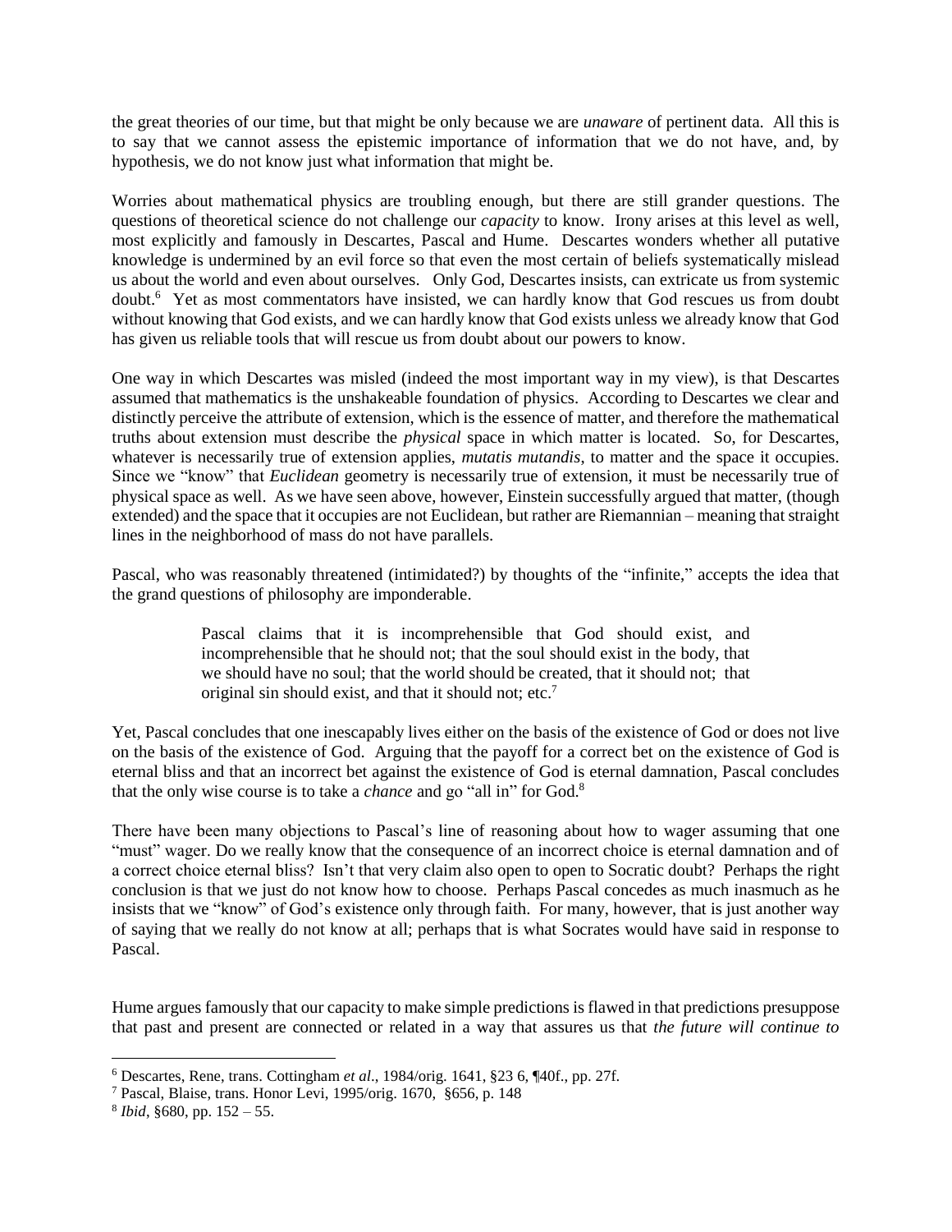the great theories of our time, but that might be only because we are *unaware* of pertinent data. All this is to say that we cannot assess the epistemic importance of information that we do not have, and, by hypothesis, we do not know just what information that might be.

Worries about mathematical physics are troubling enough, but there are still grander questions. The questions of theoretical science do not challenge our *capacity* to know. Irony arises at this level as well, most explicitly and famously in Descartes, Pascal and Hume. Descartes wonders whether all putative knowledge is undermined by an evil force so that even the most certain of beliefs systematically mislead us about the world and even about ourselves. Only God, Descartes insists, can extricate us from systemic doubt.[6] Yet as most commentators have insisted, we can hardly know that God rescues us from doubt without knowing that God exists, and we can hardly know that God exists unless we already know that God has given us reliable tools that will rescue us from doubt about our powers to know.

One way in which Descartes was misled (indeed the most important way in my view), is that Descartes assumed that mathematics is the unshakeable foundation of physics. According to Descartes we clear and distinctly perceive the attribute of extension, which is the essence of matter, and therefore the mathematical truths about extension must describe the *physical* space in which matter is located. So, for Descartes, whatever is necessarily true of extension applies, *mutatis mutandis*, to matter and the space it occupies. Since we "know" that *Euclidean* geometry is necessarily true of extension, it must be necessarily true of physical space as well. As we have seen above, however, Einstein successfully argued that matter, (though extended) and the space that it occupies are not Euclidean, but rather are Riemannian – meaning that straight lines in the neighborhood of mass do not have parallels.

Pascal, who was reasonably threatened (intimidated?) by thoughts of the "infinite," accepts the idea that the grand questions of philosophy are imponderable.

> Pascal claims that it is incomprehensible that God should exist, and incomprehensible that he should not; that the soul should exist in the body, that we should have no soul; that the world should be created, that it should not; that original sin should exist, and that it should not; etc.[7]

Yet, Pascal concludes that one inescapably lives either on the basis of the existence of God or does not live on the basis of the existence of God. Arguing that the payoff for a correct bet on the existence of God is eternal bliss and that an incorrect bet against the existence of God is eternal damnation, Pascal concludes that the only wise course is to take a *chance* and go "all in" for God.[8]

There have been many objections to Pascal's line of reasoning about how to wager assuming that one "must" wager. Do we really know that the consequence of an incorrect choice is eternal damnation and of a correct choice eternal bliss? Isn't that very claim also open to open to Socratic doubt? Perhaps the right conclusion is that we just do not know how to choose. Perhaps Pascal concedes as much inasmuch as he insists that we "know" of God's existence only through faith. For many, however, that is just another way of saying that we really do not know at all; perhaps that is what Socrates would have said in response to Pascal.

Hume argues famously that our capacity to make simple predictions is flawed in that predictions presuppose that past and present are connected or related in a way that assures us that *the future will continue to*

---

[6] Descartes, Rene, trans. Cottingham *et al*., 1984/orig. 1641, §23 6, ¶40f., pp. 27f.

[7] Pascal, Blaise, trans. Honor Levi, 1995/orig. 1670, §656, p. 148

[8] *Ibid*, §680, pp. 152 – 55.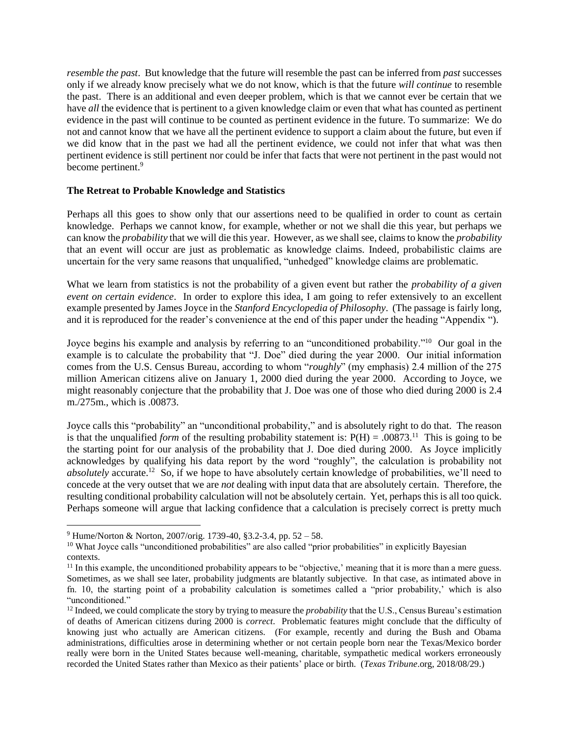*resemble the past*. But knowledge that the future will resemble the past can be inferred from *past* successes only if we already know precisely what we do not know, which is that the future *will continue* to resemble the past. There is an additional and even deeper problem, which is that we cannot ever be certain that we have *all* the evidence that is pertinent to a given knowledge claim or even that what has counted as pertinent evidence in the past will continue to be counted as pertinent evidence in the future. To summarize: We do not and cannot know that we have all the pertinent evidence to support a claim about the future, but even if we did know that in the past we had all the pertinent evidence, we could not infer that what was then pertinent evidence is still pertinent nor could be infer that facts that were not pertinent in the past would not become pertinent.[9]

**The Retreat to Probable Knowledge and Statistics**

Perhaps all this goes to show only that our assertions need to be qualified in order to count as certain knowledge. Perhaps we cannot know, for example, whether or not we shall die this year, but perhaps we can know the *probability* that we will die this year. However, as we shall see, claims to know the *probability* that an event will occur are just as problematic as knowledge claims. Indeed, probabilistic claims are uncertain for the very same reasons that unqualified, "unhedged" knowledge claims are problematic.

What we learn from statistics is not the probability of a given event but rather the *probability of a given event on certain evidence*. In order to explore this idea, I am going to refer extensively to an excellent example presented by James Joyce in the *Stanford Encyclopedia of Philosophy*. (The passage is fairly long, and it is reproduced for the reader's convenience at the end of this paper under the heading "Appendix ").

Joyce begins his example and analysis by referring to an "unconditioned probability."[10] Our goal in the example is to calculate the probability that "J. Doe" died during the year 2000. Our initial information comes from the U.S. Census Bureau, according to whom "*roughly*" (my emphasis) 2.4 million of the 275 million American citizens alive on January 1, 2000 died during the year 2000. According to Joyce, we might reasonably conjecture that the probability that J. Doe was one of those who died during 2000 is 2.4 m./275m., which is .00873.

Joyce calls this "probability" an "unconditional probability," and is absolutely right to do that. The reason is that the unqualified *form* of the resulting probability statement is: $P(H) = .00873$.[11] This is going to be the starting point for our analysis of the probability that J. Doe died during 2000. As Joyce implicitly acknowledges by qualifying his data report by the word "roughly", the calculation is probability not *absolutely* accurate.[12] So, if we hope to have absolutely certain knowledge of probabilities, we'll need to concede at the very outset that we are *not* dealing with input data that are absolutely certain. Therefore, the resulting conditional probability calculation will not be absolutely certain. Yet, perhaps this is all too quick. Perhaps someone will argue that lacking confidence that a calculation is precisely correct is pretty much

---

[9] Hume/Norton & Norton, 2007/orig. 1739-40, §3.2-3.4, pp. 52 – 58.

[10] What Joyce calls "unconditioned probabilities" are also called "prior probabilities" in explicitly Bayesian contexts.

[11] In this example, the unconditioned probability appears to be "objective,' meaning that it is more than a mere guess. Sometimes, as we shall see later, probability judgments are blatantly subjective. In that case, as intimated above in fn. 10, the starting point of a probability calculation is sometimes called a "prior probability,' which is also "unconditioned."

[12] Indeed, we could complicate the story by trying to measure the *probability* that the U.S., Census Bureau's estimation of deaths of American citizens during 2000 is *correct*. Problematic features might conclude that the difficulty of knowing just who actually are American citizens. (For example, recently and during the Bush and Obama administrations, difficulties arose in determining whether or not certain people born near the Texas/Mexico border really were born in the United States because well-meaning, charitable, sympathetic medical workers erroneously recorded the United States rather than Mexico as their patients' place or birth. (*Texas Tribune*.org, 2018/08/29.)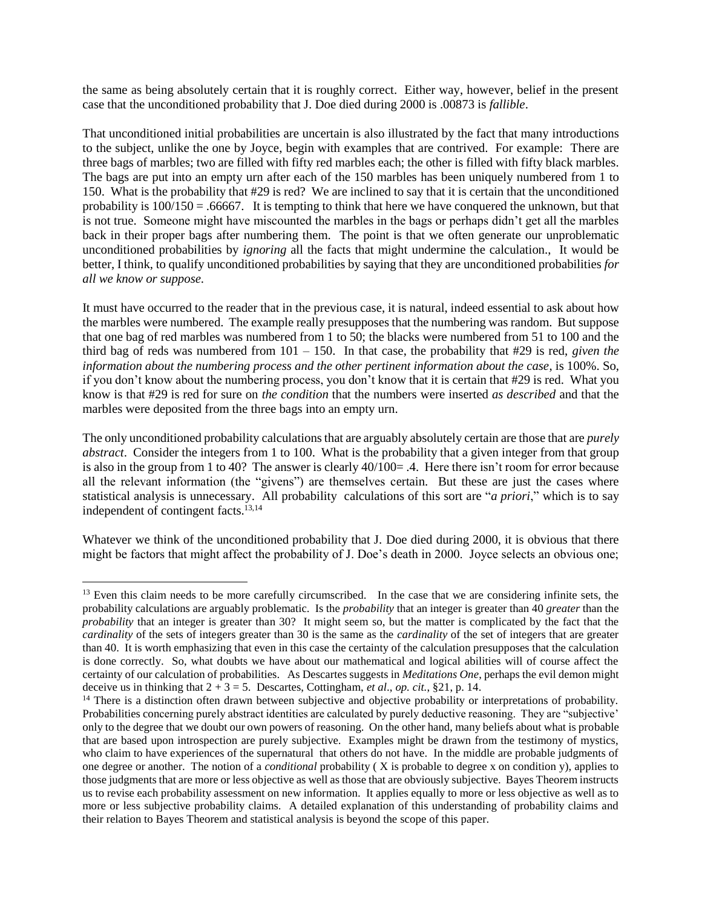the same as being absolutely certain that it is roughly correct. Either way, however, belief in the present case that the unconditioned probability that J. Doe died during 2000 is .00873 is *fallible*.

That unconditioned initial probabilities are uncertain is also illustrated by the fact that many introductions to the subject, unlike the one by Joyce, begin with examples that are contrived. For example: There are three bags of marbles; two are filled with fifty red marbles each; the other is filled with fifty black marbles. The bags are put into an empty urn after each of the 150 marbles has been uniquely numbered from 1 to 150. What is the probability that #29 is red? We are inclined to say that it is certain that the unconditioned probability is 100/150 = .66667. It is tempting to think that here we have conquered the unknown, but that is not true. Someone might have miscounted the marbles in the bags or perhaps didn't get all the marbles back in their proper bags after numbering them. The point is that we often generate our unproblematic unconditioned probabilities by *ignoring* all the facts that might undermine the calculation., It would be better, I think, to qualify unconditioned probabilities by saying that they are unconditioned probabilities *for all we know or suppose*.

It must have occurred to the reader that in the previous case, it is natural, indeed essential to ask about how the marbles were numbered. The example really presupposes that the numbering was random. But suppose that one bag of red marbles was numbered from 1 to 50; the blacks were numbered from 51 to 100 and the third bag of reds was numbered from 101 – 150. In that case, the probability that #29 is red, *given the information about the numbering process and the other pertinent information about the case*, is 100%. So, if you don't know about the numbering process, you don't know that it is certain that #29 is red. What you know is that #29 is red for sure on *the condition* that the numbers were inserted *as described* and that the marbles were deposited from the three bags into an empty urn.

The only unconditioned probability calculations that are arguably absolutely certain are those that are *purely abstract*. Consider the integers from 1 to 100. What is the probability that a given integer from that group is also in the group from 1 to 40? The answer is clearly 40/100= .4. Here there isn't room for error because all the relevant information (the "givens") are themselves certain. But these are just the cases where statistical analysis is unnecessary. All probability calculations of this sort are "*a priori*," which is to say independent of contingent facts.[13,14]

Whatever we think of the unconditioned probability that J. Doe died during 2000, it is obvious that there might be factors that might affect the probability of J. Doe's death in 2000. Joyce selects an obvious one;

---

[13] Even this claim needs to be more carefully circumscribed. In the case that we are considering infinite sets, the probability calculations are arguably problematic. Is the *probability* that an integer is greater than 40 *greater* than the *probability* that an integer is greater than 30? It might seem so, but the matter is complicated by the fact that the *cardinality* of the sets of integers greater than 30 is the same as the *cardinality* of the set of integers that are greater than 40. It is worth emphasizing that even in this case the certainty of the calculation presupposes that the calculation is done correctly. So, what doubts we have about our mathematical and logical abilities will of course affect the certainty of our calculation of probabilities. As Descartes suggests in *Meditations One*, perhaps the evil demon might deceive us in thinking that 2 + 3 = 5. Descartes, Cottingham, *et al*., *op. cit.*, §21, p. 14.

[14] There is a distinction often drawn between subjective and objective probability or interpretations of probability. Probabilities concerning purely abstract identities are calculated by purely deductive reasoning. They are "subjective' only to the degree that we doubt our own powers of reasoning. On the other hand, many beliefs about what is probable that are based upon introspection are purely subjective. Examples might be drawn from the testimony of mystics, who claim to have experiences of the supernatural that others do not have. In the middle are probable judgments of one degree or another. The notion of a *conditional* probability ( X is probable to degree x on condition y), applies to those judgments that are more or less objective as well as those that are obviously subjective. Bayes Theorem instructs us to revise each probability assessment on new information. It applies equally to more or less objective as well as to more or less subjective probability claims. A detailed explanation of this understanding of probability claims and their relation to Bayes Theorem and statistical analysis is beyond the scope of this paper.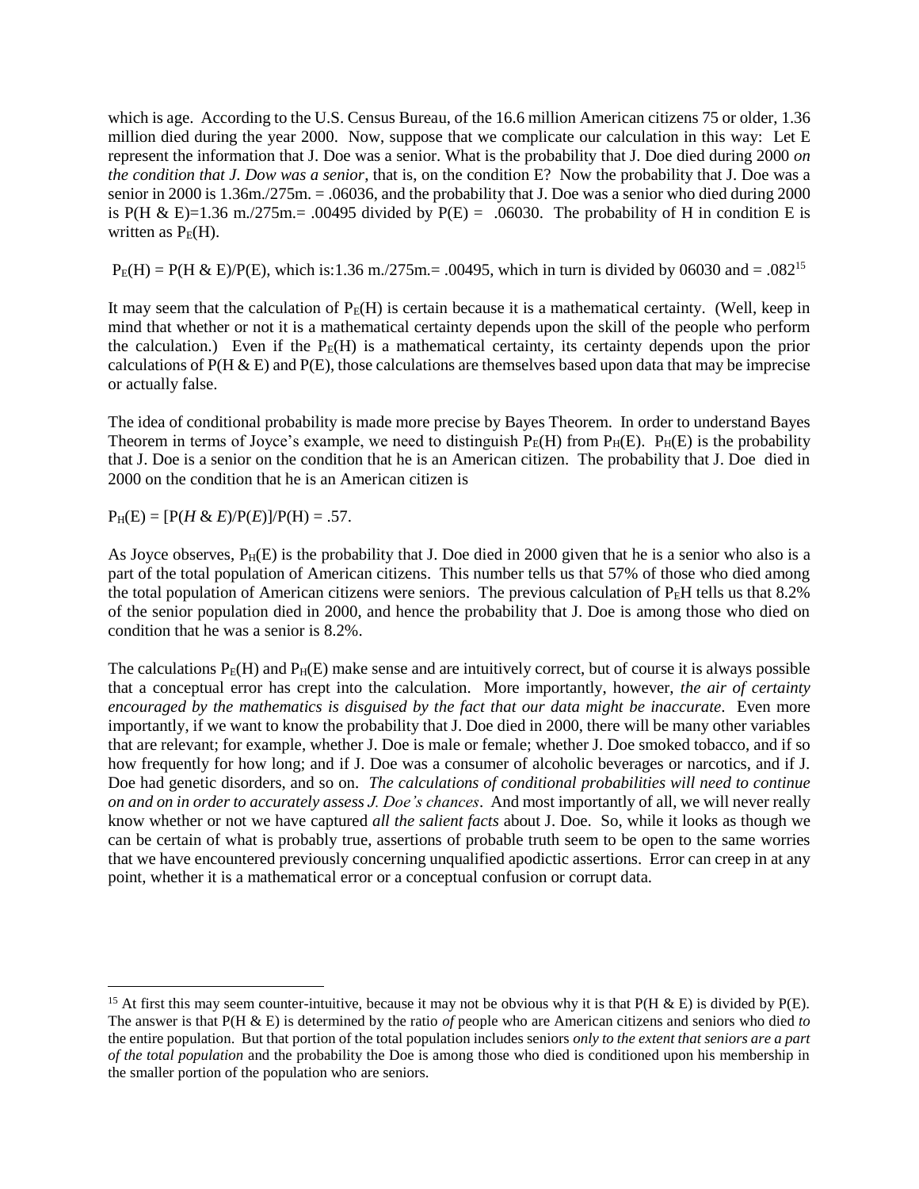which is age. According to the U.S. Census Bureau, of the 16.6 million American citizens 75 or older, 1.36 million died during the year 2000. Now, suppose that we complicate our calculation in this way: Let E represent the information that J. Doe was a senior. What is the probability that J. Doe died during 2000 *on the condition that J. Dow was a senior*, that is, on the condition E? Now the probability that J. Doe was a senior in 2000 is 1.36m./275m. = .06036, and the probability that J. Doe was a senior who died during 2000 is P(H & E)=1.36 m./275m.= .00495 divided by P(E) = .06030. The probability of H in condition E is written as $P_E(H)$.

$P_E(H)$ = P(H & E)/P(E), which is:1.36 m./275m.= .00495, which in turn is divided by 06030 and = .082[15]

It may seem that the calculation of $P_E(H)$ is certain because it is a mathematical certainty. (Well, keep in mind that whether or not it is a mathematical certainty depends upon the skill of the people who perform the calculation.) Even if the $P_E(H)$ is a mathematical certainty, its certainty depends upon the prior calculations of P(H & E) and P(E), those calculations are themselves based upon data that may be imprecise or actually false.

The idea of conditional probability is made more precise by Bayes Theorem. In order to understand Bayes Theorem in terms of Joyce's example, we need to distinguish $P_E(H)$ from $P_H(E)$. $P_H(E)$ is the probability that J. Doe is a senior on the condition that he is an American citizen. The probability that J. Doe died in 2000 on the condition that he is an American citizen is

$P_H(E) = [P(H \,\&\, E)/P(E)]/P(H) = .57.$

As Joyce observes, $P_H(E)$ is the probability that J. Doe died in 2000 given that he is a senior who also is a part of the total population of American citizens. This number tells us that 57% of those who died among the total population of American citizens were seniors. The previous calculation of $P_EH$ tells us that 8.2% of the senior population died in 2000, and hence the probability that J. Doe is among those who died on condition that he was a senior is 8.2%.

The calculations $P_E(H)$ and $P_H(E)$ make sense and are intuitively correct, but of course it is always possible that a conceptual error has crept into the calculation. More importantly, however, *the air of certainty encouraged by the mathematics is disguised by the fact that our data might be inaccurate*. Even more importantly, if we want to know the probability that J. Doe died in 2000, there will be many other variables that are relevant; for example, whether J. Doe is male or female; whether J. Doe smoked tobacco, and if so how frequently for how long; and if J. Doe was a consumer of alcoholic beverages or narcotics, and if J. Doe had genetic disorders, and so on. *The calculations of conditional probabilities will need to continue on and on in order to accurately assess J. Doe's chances*. And most importantly of all, we will never really know whether or not we have captured *all the salient facts* about J. Doe. So, while it looks as though we can be certain of what is probably true, assertions of probable truth seem to be open to the same worries that we have encountered previously concerning unqualified apodictic assertions. Error can creep in at any point, whether it is a mathematical error or a conceptual confusion or corrupt data.

---

[15] At first this may seem counter-intuitive, because it may not be obvious why it is that P(H & E) is divided by P(E). The answer is that P(H & E) is determined by the ratio *of* people who are American citizens and seniors who died *to* the entire population. But that portion of the total population includes seniors *only to the extent that seniors are a part of the total population* and the probability the Doe is among those who died is conditioned upon his membership in the smaller portion of the population who are seniors.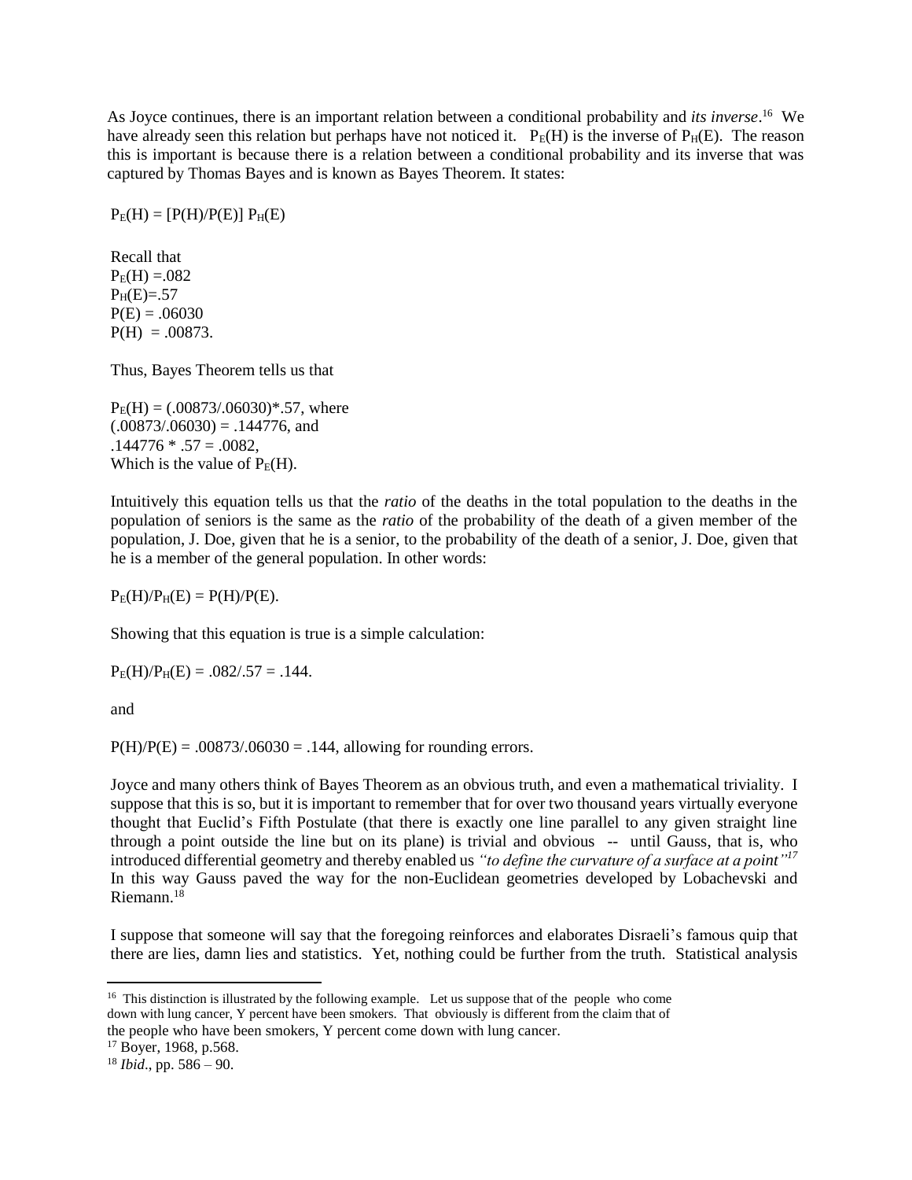As Joyce continues, there is an important relation between a conditional probability and *its inverse*.[16] We have already seen this relation but perhaps have not noticed it. $P_E(H)$ is the inverse of $P_H(E)$. The reason this is important is because there is a relation between a conditional probability and its inverse that was captured by Thomas Bayes and is known as Bayes Theorem. It states:

$$P_E(H) = [P(H)/P(E)]\ P_H(E)$$

Recall that
$P_E(H) = .082$
$P_H(E) = .57$
$P(E) = .06030$
$P(H) = .00873.$

Thus, Bayes Theorem tells us that

$P_E(H) = (.00873/.06030)*.57$, where
$(.00873/.06030) = .144776$, and
$.144776 * .57 = .0082$,
Which is the value of $P_E(H)$.

Intuitively this equation tells us that the *ratio* of the deaths in the total population to the deaths in the population of seniors is the same as the *ratio* of the probability of the death of a given member of the population, J. Doe, given that he is a senior, to the probability of the death of a senior, J. Doe, given that he is a member of the general population. In other words:

$$P_E(H)/P_H(E) = P(H)/P(E).$$

Showing that this equation is true is a simple calculation:

$$P_E(H)/P_H(E) = .082/.57 = .144.$$

and

$P(H)/P(E) = .00873/.06030 = .144$, allowing for rounding errors.

Joyce and many others think of Bayes Theorem as an obvious truth, and even a mathematical triviality. I suppose that this is so, but it is important to remember that for over two thousand years virtually everyone thought that Euclid's Fifth Postulate (that there is exactly one line parallel to any given straight line through a point outside the line but on its plane) is trivial and obvious -- until Gauss, that is, who introduced differential geometry and thereby enabled us *"to define the curvature of a surface at a point"*[17] In this way Gauss paved the way for the non-Euclidean geometries developed by Lobachevski and Riemann.[18]

I suppose that someone will say that the foregoing reinforces and elaborates Disraeli's famous quip that there are lies, damn lies and statistics. Yet, nothing could be further from the truth. Statistical analysis

---

[16] This distinction is illustrated by the following example. Let us suppose that of the people who come down with lung cancer, Y percent have been smokers. That obviously is different from the claim that of the people who have been smokers, Y percent come down with lung cancer.

[17] Boyer, 1968, p.568.

[18] *Ibid*., pp. 586 – 90.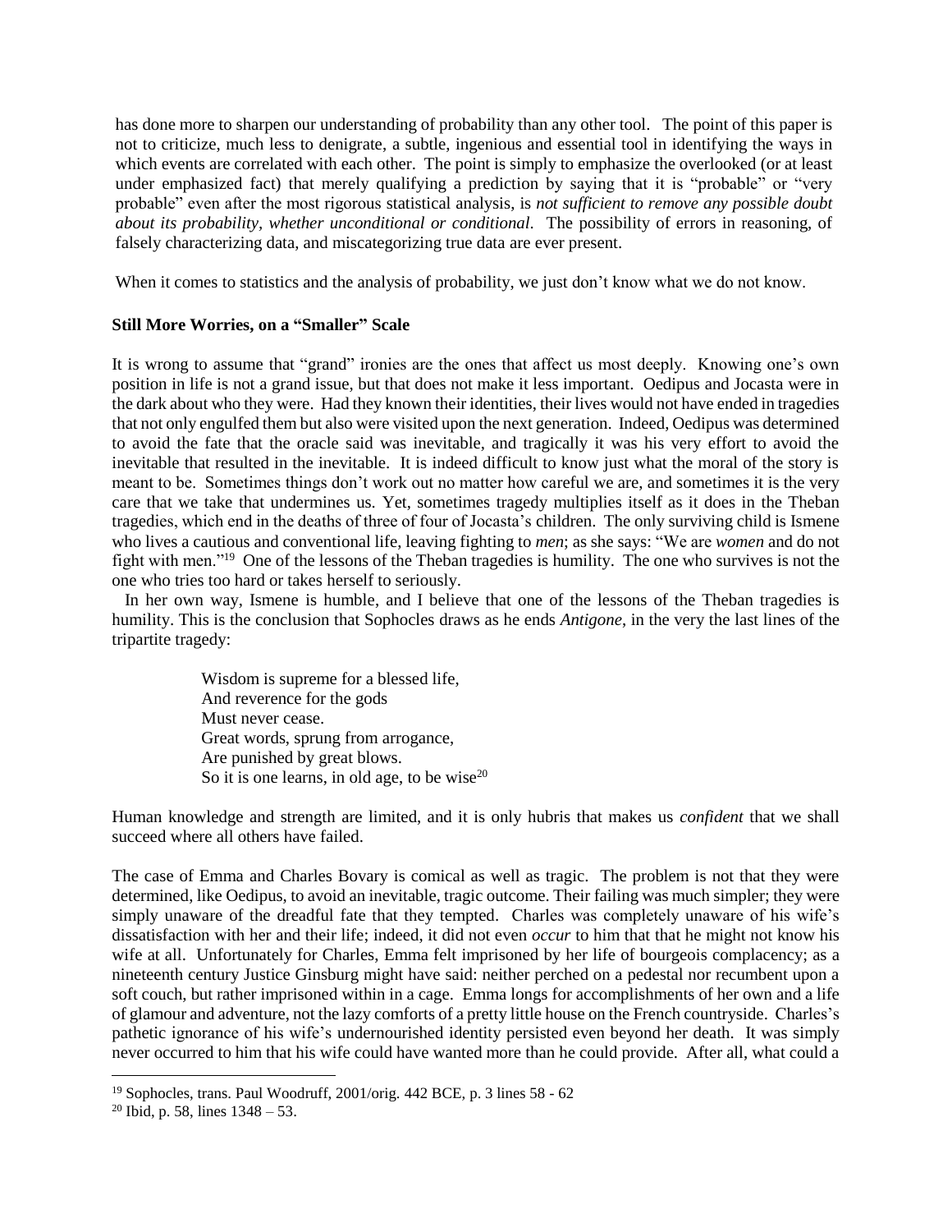has done more to sharpen our understanding of probability than any other tool. The point of this paper is not to criticize, much less to denigrate, a subtle, ingenious and essential tool in identifying the ways in which events are correlated with each other. The point is simply to emphasize the overlooked (or at least under emphasized fact) that merely qualifying a prediction by saying that it is "probable" or "very probable" even after the most rigorous statistical analysis, is *not sufficient to remove any possible doubt about its probability, whether unconditional or conditional*. The possibility of errors in reasoning, of falsely characterizing data, and miscategorizing true data are ever present.

When it comes to statistics and the analysis of probability, we just don't know what we do not know.

**Still More Worries, on a "Smaller" Scale**

It is wrong to assume that "grand" ironies are the ones that affect us most deeply. Knowing one's own position in life is not a grand issue, but that does not make it less important. Oedipus and Jocasta were in the dark about who they were. Had they known their identities, their lives would not have ended in tragedies that not only engulfed them but also were visited upon the next generation. Indeed, Oedipus was determined to avoid the fate that the oracle said was inevitable, and tragically it was his very effort to avoid the inevitable that resulted in the inevitable. It is indeed difficult to know just what the moral of the story is meant to be. Sometimes things don't work out no matter how careful we are, and sometimes it is the very care that we take that undermines us. Yet, sometimes tragedy multiplies itself as it does in the Theban tragedies, which end in the deaths of three of four of Jocasta's children. The only surviving child is Ismene who lives a cautious and conventional life, leaving fighting to *men*; as she says: "We are *women* and do not fight with men."[19] One of the lessons of the Theban tragedies is humility. The one who survives is not the one who tries too hard or takes herself to seriously.

In her own way, Ismene is humble, and I believe that one of the lessons of the Theban tragedies is humility. This is the conclusion that Sophocles draws as he ends *Antigone*, in the very the last lines of the tripartite tragedy:

> Wisdom is supreme for a blessed life,
> And reverence for the gods
> Must never cease.
> Great words, sprung from arrogance,
> Are punished by great blows.
> So it is one learns, in old age, to be wise[20]

Human knowledge and strength are limited, and it is only hubris that makes us *confident* that we shall succeed where all others have failed.

The case of Emma and Charles Bovary is comical as well as tragic. The problem is not that they were determined, like Oedipus, to avoid an inevitable, tragic outcome. Their failing was much simpler; they were simply unaware of the dreadful fate that they tempted. Charles was completely unaware of his wife's dissatisfaction with her and their life; indeed, it did not even *occur* to him that that he might not know his wife at all. Unfortunately for Charles, Emma felt imprisoned by her life of bourgeois complacency; as a nineteenth century Justice Ginsburg might have said: neither perched on a pedestal nor recumbent upon a soft couch, but rather imprisoned within in a cage. Emma longs for accomplishments of her own and a life of glamour and adventure, not the lazy comforts of a pretty little house on the French countryside. Charles's pathetic ignorance of his wife's undernourished identity persisted even beyond her death. It was simply never occurred to him that his wife could have wanted more than he could provide. After all, what could a

---

[19] Sophocles, trans. Paul Woodruff, 2001/orig. 442 BCE, p. 3 lines 58 - 62

[20] Ibid, p. 58, lines 1348 – 53.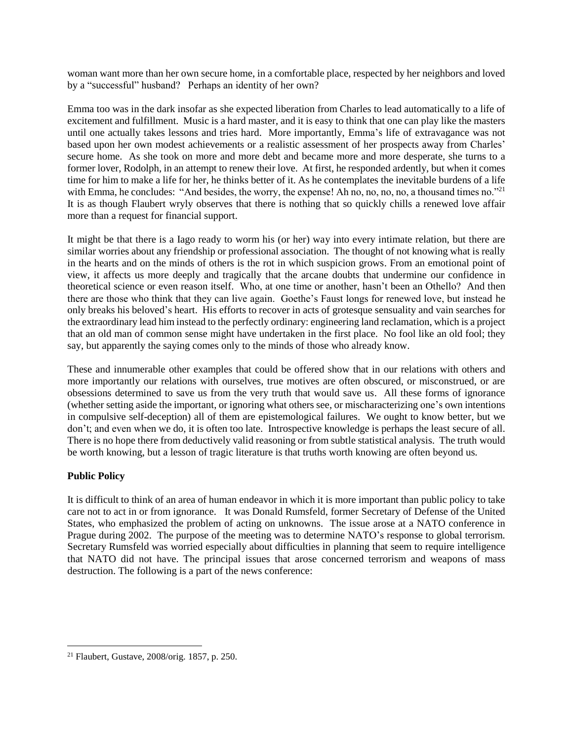woman want more than her own secure home, in a comfortable place, respected by her neighbors and loved by a "successful" husband? Perhaps an identity of her own?

Emma too was in the dark insofar as she expected liberation from Charles to lead automatically to a life of excitement and fulfillment. Music is a hard master, and it is easy to think that one can play like the masters until one actually takes lessons and tries hard. More importantly, Emma's life of extravagance was not based upon her own modest achievements or a realistic assessment of her prospects away from Charles' secure home. As she took on more and more debt and became more and more desperate, she turns to a former lover, Rodolph, in an attempt to renew their love. At first, he responded ardently, but when it comes time for him to make a life for her, he thinks better of it. As he contemplates the inevitable burdens of a life with Emma, he concludes: "And besides, the worry, the expense! Ah no, no, no, no, a thousand times no."[21] It is as though Flaubert wryly observes that there is nothing that so quickly chills a renewed love affair more than a request for financial support.

It might be that there is a Iago ready to worm his (or her) way into every intimate relation, but there are similar worries about any friendship or professional association. The thought of not knowing what is really in the hearts and on the minds of others is the rot in which suspicion grows. From an emotional point of view, it affects us more deeply and tragically that the arcane doubts that undermine our confidence in theoretical science or even reason itself. Who, at one time or another, hasn't been an Othello? And then there are those who think that they can live again. Goethe's Faust longs for renewed love, but instead he only breaks his beloved's heart. His efforts to recover in acts of grotesque sensuality and vain searches for the extraordinary lead him instead to the perfectly ordinary: engineering land reclamation, which is a project that an old man of common sense might have undertaken in the first place. No fool like an old fool; they say, but apparently the saying comes only to the minds of those who already know.

These and innumerable other examples that could be offered show that in our relations with others and more importantly our relations with ourselves, true motives are often obscured, or misconstrued, or are obsessions determined to save us from the very truth that would save us. All these forms of ignorance (whether setting aside the important, or ignoring what others see, or mischaracterizing one's own intentions in compulsive self-deception) all of them are epistemological failures. We ought to know better, but we don't; and even when we do, it is often too late. Introspective knowledge is perhaps the least secure of all. There is no hope there from deductively valid reasoning or from subtle statistical analysis. The truth would be worth knowing, but a lesson of tragic literature is that truths worth knowing are often beyond us.

**Public Policy**

It is difficult to think of an area of human endeavor in which it is more important than public policy to take care not to act in or from ignorance. It was Donald Rumsfeld, former Secretary of Defense of the United States, who emphasized the problem of acting on unknowns. The issue arose at a NATO conference in Prague during 2002. The purpose of the meeting was to determine NATO's response to global terrorism. Secretary Rumsfeld was worried especially about difficulties in planning that seem to require intelligence that NATO did not have. The principal issues that arose concerned terrorism and weapons of mass destruction. The following is a part of the news conference:

---

[21] Flaubert, Gustave, 2008/orig. 1857, p. 250.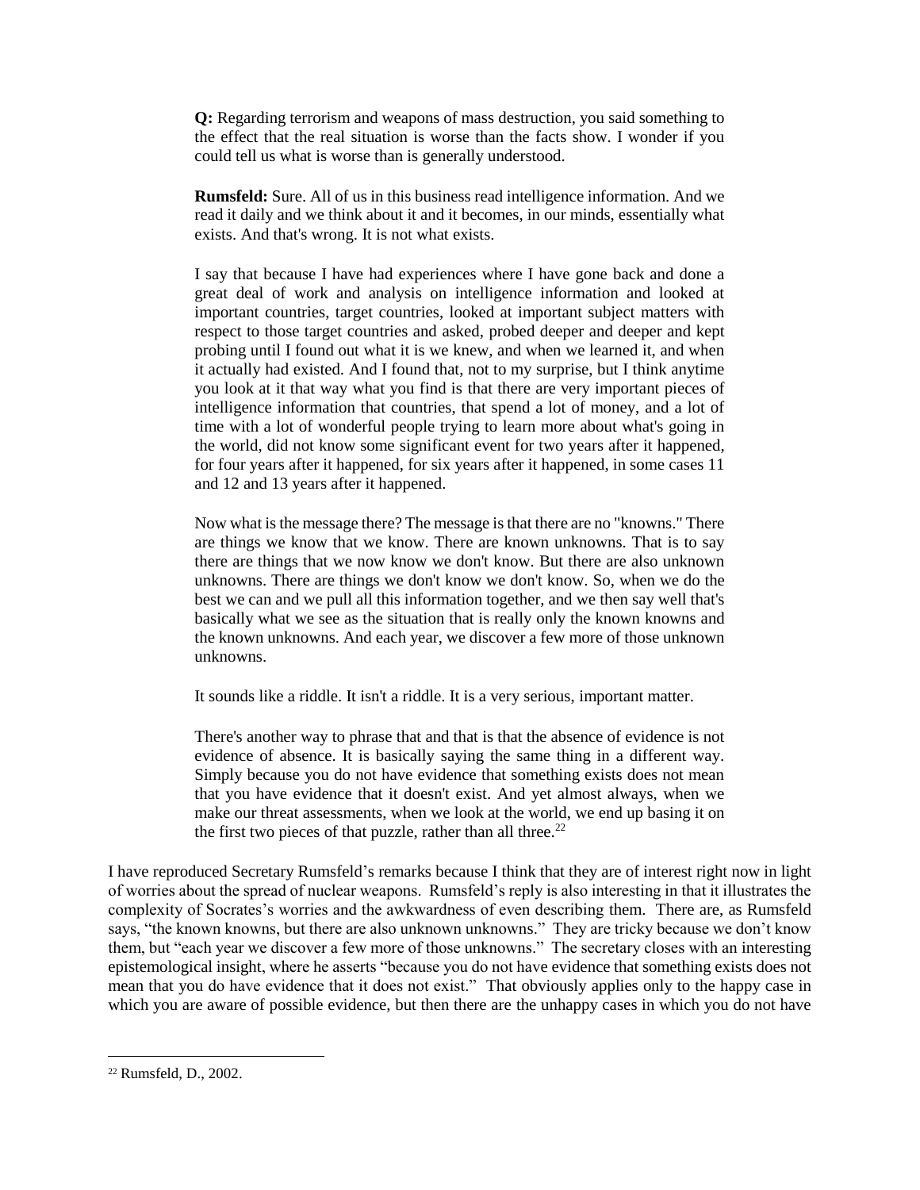> **Q:** Regarding terrorism and weapons of mass destruction, you said something to the effect that the real situation is worse than the facts show. I wonder if you could tell us what is worse than is generally understood.
>
> **Rumsfeld:** Sure. All of us in this business read intelligence information. And we read it daily and we think about it and it becomes, in our minds, essentially what exists. And that's wrong. It is not what exists.
>
> I say that because I have had experiences where I have gone back and done a great deal of work and analysis on intelligence information and looked at important countries, target countries, looked at important subject matters with respect to those target countries and asked, probed deeper and deeper and kept probing until I found out what it is we knew, and when we learned it, and when it actually had existed. And I found that, not to my surprise, but I think anytime you look at it that way what you find is that there are very important pieces of intelligence information that countries, that spend a lot of money, and a lot of time with a lot of wonderful people trying to learn more about what's going in the world, did not know some significant event for two years after it happened, for four years after it happened, for six years after it happened, in some cases 11 and 12 and 13 years after it happened.
>
> Now what is the message there? The message is that there are no "knowns." There are things we know that we know. There are known unknowns. That is to say there are things that we now know we don't know. But there are also unknown unknowns. There are things we don't know we don't know. So, when we do the best we can and we pull all this information together, and we then say well that's basically what we see as the situation that is really only the known knowns and the known unknowns. And each year, we discover a few more of those unknown unknowns.
>
> It sounds like a riddle. It isn't a riddle. It is a very serious, important matter.
>
> There's another way to phrase that and that is that the absence of evidence is not evidence of absence. It is basically saying the same thing in a different way. Simply because you do not have evidence that something exists does not mean that you have evidence that it doesn't exist. And yet almost always, when we make our threat assessments, when we look at the world, we end up basing it on the first two pieces of that puzzle, rather than all three.[22]

I have reproduced Secretary Rumsfeld's remarks because I think that they are of interest right now in light of worries about the spread of nuclear weapons. Rumsfeld's reply is also interesting in that it illustrates the complexity of Socrates's worries and the awkwardness of even describing them. There are, as Rumsfeld says, "the known knowns, but there are also unknown unknowns." They are tricky because we don't know them, but "each year we discover a few more of those unknowns." The secretary closes with an interesting epistemological insight, where he asserts "because you do not have evidence that something exists does not mean that you do have evidence that it does not exist." That obviously applies only to the happy case in which you are aware of possible evidence, but then there are the unhappy cases in which you do not have

[22] Rumsfeld, D., 2002.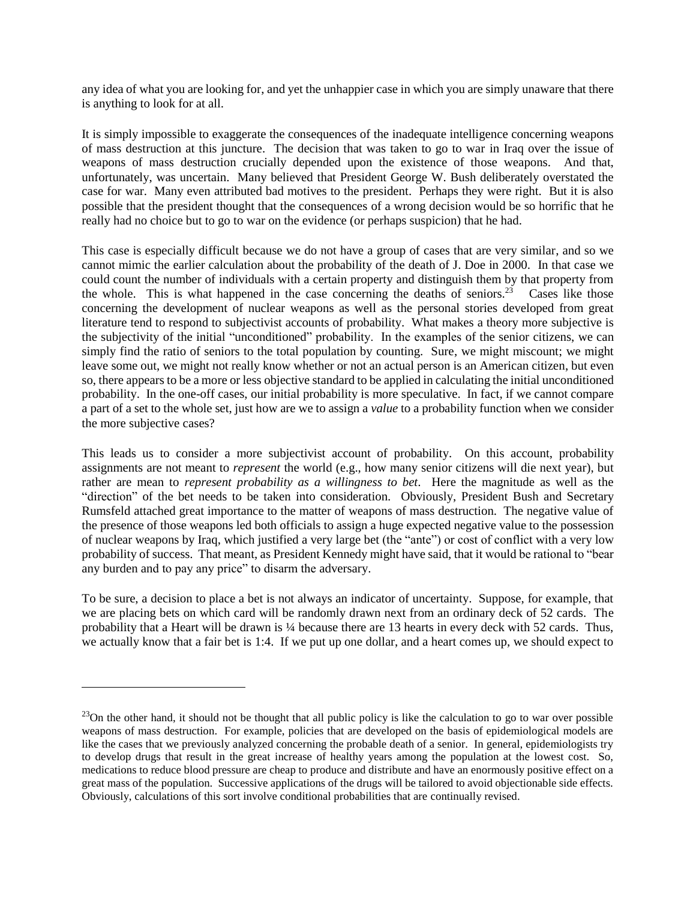any idea of what you are looking for, and yet the unhappier case in which you are simply unaware that there is anything to look for at all.

It is simply impossible to exaggerate the consequences of the inadequate intelligence concerning weapons of mass destruction at this juncture. The decision that was taken to go to war in Iraq over the issue of weapons of mass destruction crucially depended upon the existence of those weapons. And that, unfortunately, was uncertain. Many believed that President George W. Bush deliberately overstated the case for war. Many even attributed bad motives to the president. Perhaps they were right. But it is also possible that the president thought that the consequences of a wrong decision would be so horrific that he really had no choice but to go to war on the evidence (or perhaps suspicion) that he had.

This case is especially difficult because we do not have a group of cases that are very similar, and so we cannot mimic the earlier calculation about the probability of the death of J. Doe in 2000. In that case we could count the number of individuals with a certain property and distinguish them by that property from the whole. This is what happened in the case concerning the deaths of seniors.[23] Cases like those concerning the development of nuclear weapons as well as the personal stories developed from great literature tend to respond to subjectivist accounts of probability. What makes a theory more subjective is the subjectivity of the initial "unconditioned" probability. In the examples of the senior citizens, we can simply find the ratio of seniors to the total population by counting. Sure, we might miscount; we might leave some out, we might not really know whether or not an actual person is an American citizen, but even so, there appears to be a more or less objective standard to be applied in calculating the initial unconditioned probability. In the one-off cases, our initial probability is more speculative. In fact, if we cannot compare a part of a set to the whole set, just how are we to assign a *value* to a probability function when we consider the more subjective cases?

This leads us to consider a more subjectivist account of probability. On this account, probability assignments are not meant to *represent* the world (e.g., how many senior citizens will die next year), but rather are mean to *represent probability as a willingness to bet*. Here the magnitude as well as the "direction" of the bet needs to be taken into consideration. Obviously, President Bush and Secretary Rumsfeld attached great importance to the matter of weapons of mass destruction. The negative value of the presence of those weapons led both officials to assign a huge expected negative value to the possession of nuclear weapons by Iraq, which justified a very large bet (the "ante") or cost of conflict with a very low probability of success. That meant, as President Kennedy might have said, that it would be rational to "bear any burden and to pay any price" to disarm the adversary.

To be sure, a decision to place a bet is not always an indicator of uncertainty. Suppose, for example, that we are placing bets on which card will be randomly drawn next from an ordinary deck of 52 cards. The probability that a Heart will be drawn is ¼ because there are 13 hearts in every deck with 52 cards. Thus, we actually know that a fair bet is 1:4. If we put up one dollar, and a heart comes up, we should expect to

---

[23]On the other hand, it should not be thought that all public policy is like the calculation to go to war over possible weapons of mass destruction. For example, policies that are developed on the basis of epidemiological models are like the cases that we previously analyzed concerning the probable death of a senior. In general, epidemiologists try to develop drugs that result in the great increase of healthy years among the population at the lowest cost. So, medications to reduce blood pressure are cheap to produce and distribute and have an enormously positive effect on a great mass of the population. Successive applications of the drugs will be tailored to avoid objectionable side effects. Obviously, calculations of this sort involve conditional probabilities that are continually revised.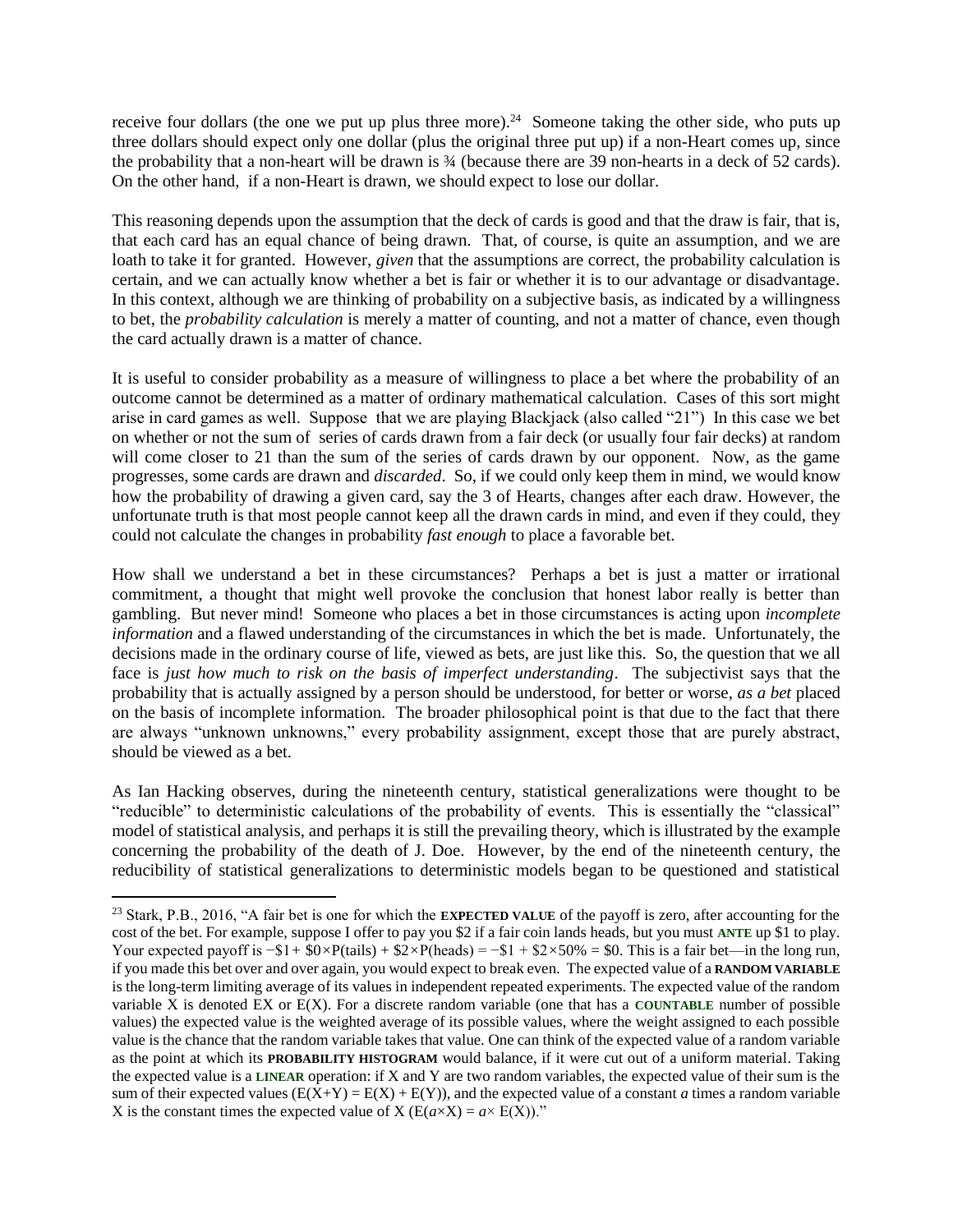receive four dollars (the one we put up plus three more).[24] Someone taking the other side, who puts up three dollars should expect only one dollar (plus the original three put up) if a non-Heart comes up, since the probability that a non-heart will be drawn is ¾ (because there are 39 non-hearts in a deck of 52 cards). On the other hand, if a non-Heart is drawn, we should expect to lose our dollar.

This reasoning depends upon the assumption that the deck of cards is good and that the draw is fair, that is, that each card has an equal chance of being drawn. That, of course, is quite an assumption, and we are loath to take it for granted. However, *given* that the assumptions are correct, the probability calculation is certain, and we can actually know whether a bet is fair or whether it is to our advantage or disadvantage. In this context, although we are thinking of probability on a subjective basis, as indicated by a willingness to bet, the *probability calculation* is merely a matter of counting, and not a matter of chance, even though the card actually drawn is a matter of chance.

It is useful to consider probability as a measure of willingness to place a bet where the probability of an outcome cannot be determined as a matter of ordinary mathematical calculation. Cases of this sort might arise in card games as well. Suppose that we are playing Blackjack (also called "21") In this case we bet on whether or not the sum of series of cards drawn from a fair deck (or usually four fair decks) at random will come closer to 21 than the sum of the series of cards drawn by our opponent. Now, as the game progresses, some cards are drawn and *discarded*. So, if we could only keep them in mind, we would know how the probability of drawing a given card, say the 3 of Hearts, changes after each draw. However, the unfortunate truth is that most people cannot keep all the drawn cards in mind, and even if they could, they could not calculate the changes in probability *fast enough* to place a favorable bet.

How shall we understand a bet in these circumstances? Perhaps a bet is just a matter or irrational commitment, a thought that might well provoke the conclusion that honest labor really is better than gambling. But never mind! Someone who places a bet in those circumstances is acting upon *incomplete information* and a flawed understanding of the circumstances in which the bet is made. Unfortunately, the decisions made in the ordinary course of life, viewed as bets, are just like this. So, the question that we all face is *just how much to risk on the basis of imperfect understanding*. The subjectivist says that the probability that is actually assigned by a person should be understood, for better or worse, *as a bet* placed on the basis of incomplete information. The broader philosophical point is that due to the fact that there are always "unknown unknowns," every probability assignment, except those that are purely abstract, should be viewed as a bet.

As Ian Hacking observes, during the nineteenth century, statistical generalizations were thought to be "reducible" to deterministic calculations of the probability of events. This is essentially the "classical" model of statistical analysis, and perhaps it is still the prevailing theory, which is illustrated by the example concerning the probability of the death of J. Doe. However, by the end of the nineteenth century, the reducibility of statistical generalizations to deterministic models began to be questioned and statistical

---

[23] Stark, P.B., 2016, "A fair bet is one for which the **EXPECTED VALUE** of the payoff is zero, after accounting for the cost of the bet. For example, suppose I offer to pay you \$2 if a fair coin lands heads, but you must **ANTE** up \$1 to play. Your expected payoff is −\$1+ \$0×P(tails) + \$2×P(heads) = −\$1 + \$2×50% = \$0. This is a fair bet—in the long run, if you made this bet over and over again, you would expect to break even. The expected value of a **RANDOM VARIABLE** is the long-term limiting average of its values in independent repeated experiments. The expected value of the random variable X is denoted EX or E(X). For a discrete random variable (one that has a **COUNTABLE** number of possible values) the expected value is the weighted average of its possible values, where the weight assigned to each possible value is the chance that the random variable takes that value. One can think of the expected value of a random variable as the point at which its **PROBABILITY HISTOGRAM** would balance, if it were cut out of a uniform material. Taking the expected value is a **LINEAR** operation: if X and Y are two random variables, the expected value of their sum is the sum of their expected values ($E(X+Y) = E(X) + E(Y)$), and the expected value of a constant *a* times a random variable X is the constant times the expected value of X ($E(a\times X) = a\times E(X)$)."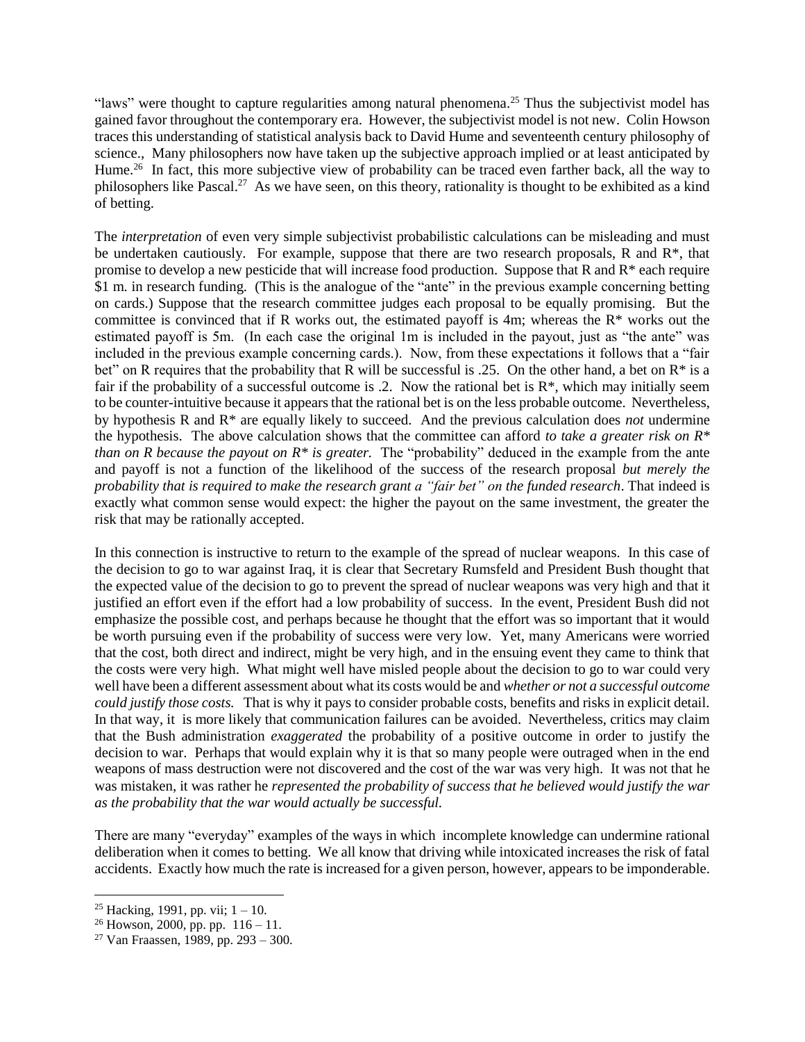"laws" were thought to capture regularities among natural phenomena.[25] Thus the subjectivist model has gained favor throughout the contemporary era. However, the subjectivist model is not new. Colin Howson traces this understanding of statistical analysis back to David Hume and seventeenth century philosophy of science., Many philosophers now have taken up the subjective approach implied or at least anticipated by Hume.[26] In fact, this more subjective view of probability can be traced even farther back, all the way to philosophers like Pascal.[27] As we have seen, on this theory, rationality is thought to be exhibited as a kind of betting.

The *interpretation* of even very simple subjectivist probabilistic calculations can be misleading and must be undertaken cautiously. For example, suppose that there are two research proposals, R and R*, that promise to develop a new pesticide that will increase food production. Suppose that R and R* each require \$1 m. in research funding. (This is the analogue of the "ante" in the previous example concerning betting on cards.) Suppose that the research committee judges each proposal to be equally promising. But the committee is convinced that if R works out, the estimated payoff is 4m; whereas the R* works out the estimated payoff is 5m. (In each case the original 1m is included in the payout, just as "the ante" was included in the previous example concerning cards.). Now, from these expectations it follows that a "fair bet" on R requires that the probability that R will be successful is .25. On the other hand, a bet on R* is a fair if the probability of a successful outcome is .2. Now the rational bet is R*, which may initially seem to be counter-intuitive because it appears that the rational bet is on the less probable outcome. Nevertheless, by hypothesis R and R* are equally likely to succeed. And the previous calculation does *not* undermine the hypothesis. The above calculation shows that the committee can afford *to take a greater risk on R* than on R because the payout on R* is greater.* The "probability" deduced in the example from the ante and payoff is not a function of the likelihood of the success of the research proposal *but merely the probability that is required to make the research grant a "fair bet" on the funded research*. That indeed is exactly what common sense would expect: the higher the payout on the same investment, the greater the risk that may be rationally accepted.

In this connection is instructive to return to the example of the spread of nuclear weapons. In this case of the decision to go to war against Iraq, it is clear that Secretary Rumsfeld and President Bush thought that the expected value of the decision to go to prevent the spread of nuclear weapons was very high and that it justified an effort even if the effort had a low probability of success. In the event, President Bush did not emphasize the possible cost, and perhaps because he thought that the effort was so important that it would be worth pursuing even if the probability of success were very low. Yet, many Americans were worried that the cost, both direct and indirect, might be very high, and in the ensuing event they came to think that the costs were very high. What might well have misled people about the decision to go to war could very well have been a different assessment about what its costs would be and *whether or not a successful outcome could justify those costs.* That is why it pays to consider probable costs, benefits and risks in explicit detail. In that way, it is more likely that communication failures can be avoided. Nevertheless, critics may claim that the Bush administration *exaggerated* the probability of a positive outcome in order to justify the decision to war. Perhaps that would explain why it is that so many people were outraged when in the end weapons of mass destruction were not discovered and the cost of the war was very high. It was not that he was mistaken, it was rather he *represented the probability of success that he believed would justify the war as the probability that the war would actually be successful.*

There are many "everyday" examples of the ways in which incomplete knowledge can undermine rational deliberation when it comes to betting. We all know that driving while intoxicated increases the risk of fatal accidents. Exactly how much the rate is increased for a given person, however, appears to be imponderable.

[25] Hacking, 1991, pp. vii; 1 – 10.

[26] Howson, 2000, pp. pp. 116 – 11.

[27] Van Fraassen, 1989, pp. 293 – 300.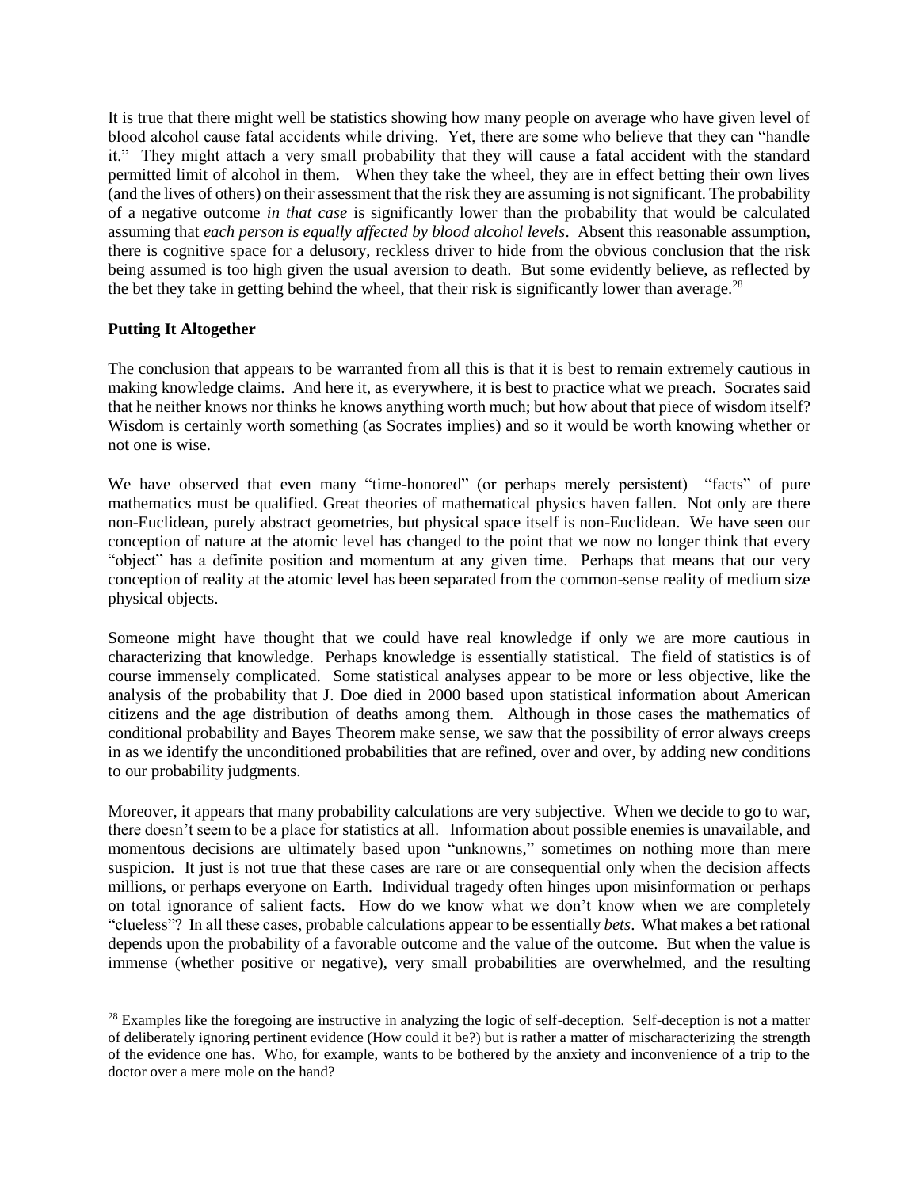It is true that there might well be statistics showing how many people on average who have given level of blood alcohol cause fatal accidents while driving. Yet, there are some who believe that they can "handle it." They might attach a very small probability that they will cause a fatal accident with the standard permitted limit of alcohol in them. When they take the wheel, they are in effect betting their own lives (and the lives of others) on their assessment that the risk they are assuming is not significant. The probability of a negative outcome *in that case* is significantly lower than the probability that would be calculated assuming that *each person is equally affected by blood alcohol levels*. Absent this reasonable assumption, there is cognitive space for a delusory, reckless driver to hide from the obvious conclusion that the risk being assumed is too high given the usual aversion to death. But some evidently believe, as reflected by the bet they take in getting behind the wheel, that their risk is significantly lower than average.[28]

**Putting It Altogether**

The conclusion that appears to be warranted from all this is that it is best to remain extremely cautious in making knowledge claims. And here it, as everywhere, it is best to practice what we preach. Socrates said that he neither knows nor thinks he knows anything worth much; but how about that piece of wisdom itself? Wisdom is certainly worth something (as Socrates implies) and so it would be worth knowing whether or not one is wise.

We have observed that even many "time-honored" (or perhaps merely persistent) "facts" of pure mathematics must be qualified. Great theories of mathematical physics haven fallen. Not only are there non-Euclidean, purely abstract geometries, but physical space itself is non-Euclidean. We have seen our conception of nature at the atomic level has changed to the point that we now no longer think that every "object" has a definite position and momentum at any given time. Perhaps that means that our very conception of reality at the atomic level has been separated from the common-sense reality of medium size physical objects.

Someone might have thought that we could have real knowledge if only we are more cautious in characterizing that knowledge. Perhaps knowledge is essentially statistical. The field of statistics is of course immensely complicated. Some statistical analyses appear to be more or less objective, like the analysis of the probability that J. Doe died in 2000 based upon statistical information about American citizens and the age distribution of deaths among them. Although in those cases the mathematics of conditional probability and Bayes Theorem make sense, we saw that the possibility of error always creeps in as we identify the unconditioned probabilities that are refined, over and over, by adding new conditions to our probability judgments.

Moreover, it appears that many probability calculations are very subjective. When we decide to go to war, there doesn't seem to be a place for statistics at all. Information about possible enemies is unavailable, and momentous decisions are ultimately based upon "unknowns," sometimes on nothing more than mere suspicion. It just is not true that these cases are rare or are consequential only when the decision affects millions, or perhaps everyone on Earth. Individual tragedy often hinges upon misinformation or perhaps on total ignorance of salient facts. How do we know what we don't know when we are completely "clueless"? In all these cases, probable calculations appear to be essentially *bets*. What makes a bet rational depends upon the probability of a favorable outcome and the value of the outcome. But when the value is immense (whether positive or negative), very small probabilities are overwhelmed, and the resulting

[28] Examples like the foregoing are instructive in analyzing the logic of self-deception. Self-deception is not a matter of deliberately ignoring pertinent evidence (How could it be?) but is rather a matter of mischaracterizing the strength of the evidence one has. Who, for example, wants to be bothered by the anxiety and inconvenience of a trip to the doctor over a mere mole on the hand?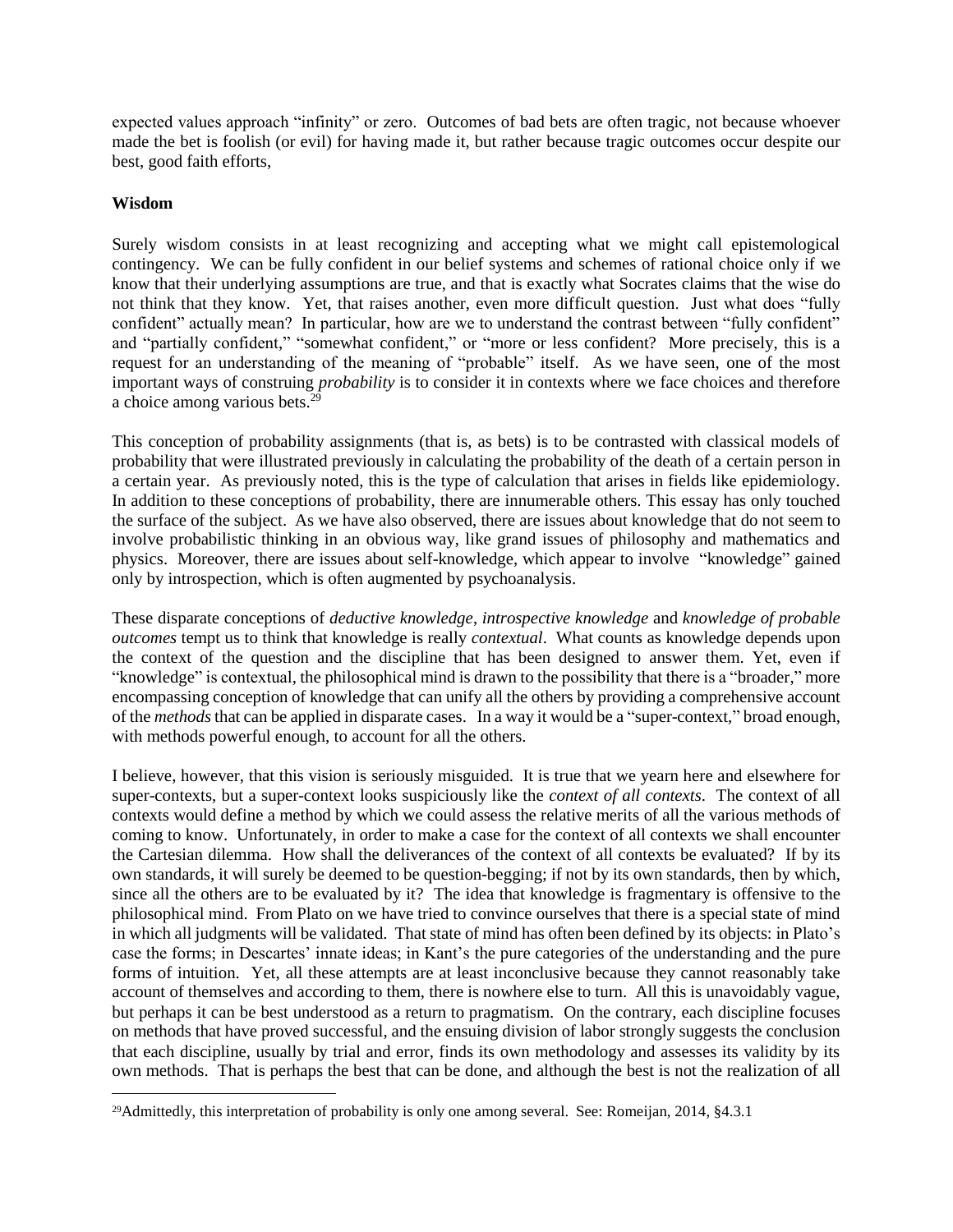expected values approach "infinity" or zero. Outcomes of bad bets are often tragic, not because whoever made the bet is foolish (or evil) for having made it, but rather because tragic outcomes occur despite our best, good faith efforts,

**Wisdom**

Surely wisdom consists in at least recognizing and accepting what we might call epistemological contingency. We can be fully confident in our belief systems and schemes of rational choice only if we know that their underlying assumptions are true, and that is exactly what Socrates claims that the wise do not think that they know. Yet, that raises another, even more difficult question. Just what does "fully confident" actually mean? In particular, how are we to understand the contrast between "fully confident" and "partially confident," "somewhat confident," or "more or less confident? More precisely, this is a request for an understanding of the meaning of "probable" itself. As we have seen, one of the most important ways of construing *probability* is to consider it in contexts where we face choices and therefore a choice among various bets.[29]

This conception of probability assignments (that is, as bets) is to be contrasted with classical models of probability that were illustrated previously in calculating the probability of the death of a certain person in a certain year. As previously noted, this is the type of calculation that arises in fields like epidemiology. In addition to these conceptions of probability, there are innumerable others. This essay has only touched the surface of the subject. As we have also observed, there are issues about knowledge that do not seem to involve probabilistic thinking in an obvious way, like grand issues of philosophy and mathematics and physics. Moreover, there are issues about self-knowledge, which appear to involve "knowledge" gained only by introspection, which is often augmented by psychoanalysis.

These disparate conceptions of *deductive knowledge*, *introspective knowledge* and *knowledge of probable outcomes* tempt us to think that knowledge is really *contextual*. What counts as knowledge depends upon the context of the question and the discipline that has been designed to answer them. Yet, even if "knowledge" is contextual, the philosophical mind is drawn to the possibility that there is a "broader," more encompassing conception of knowledge that can unify all the others by providing a comprehensive account of the *methods* that can be applied in disparate cases. In a way it would be a "super-context," broad enough, with methods powerful enough, to account for all the others.

I believe, however, that this vision is seriously misguided. It is true that we yearn here and elsewhere for super-contexts, but a super-context looks suspiciously like the *context of all contexts*. The context of all contexts would define a method by which we could assess the relative merits of all the various methods of coming to know. Unfortunately, in order to make a case for the context of all contexts we shall encounter the Cartesian dilemma. How shall the deliverances of the context of all contexts be evaluated? If by its own standards, it will surely be deemed to be question-begging; if not by its own standards, then by which, since all the others are to be evaluated by it? The idea that knowledge is fragmentary is offensive to the philosophical mind. From Plato on we have tried to convince ourselves that there is a special state of mind in which all judgments will be validated. That state of mind has often been defined by its objects: in Plato's case the forms; in Descartes' innate ideas; in Kant's the pure categories of the understanding and the pure forms of intuition. Yet, all these attempts are at least inconclusive because they cannot reasonably take account of themselves and according to them, there is nowhere else to turn. All this is unavoidably vague, but perhaps it can be best understood as a return to pragmatism. On the contrary, each discipline focuses on methods that have proved successful, and the ensuing division of labor strongly suggests the conclusion that each discipline, usually by trial and error, finds its own methodology and assesses its validity by its own methods. That is perhaps the best that can be done, and although the best is not the realization of all

[29]Admittedly, this interpretation of probability is only one among several. See: Romeijan, 2014, §4.3.1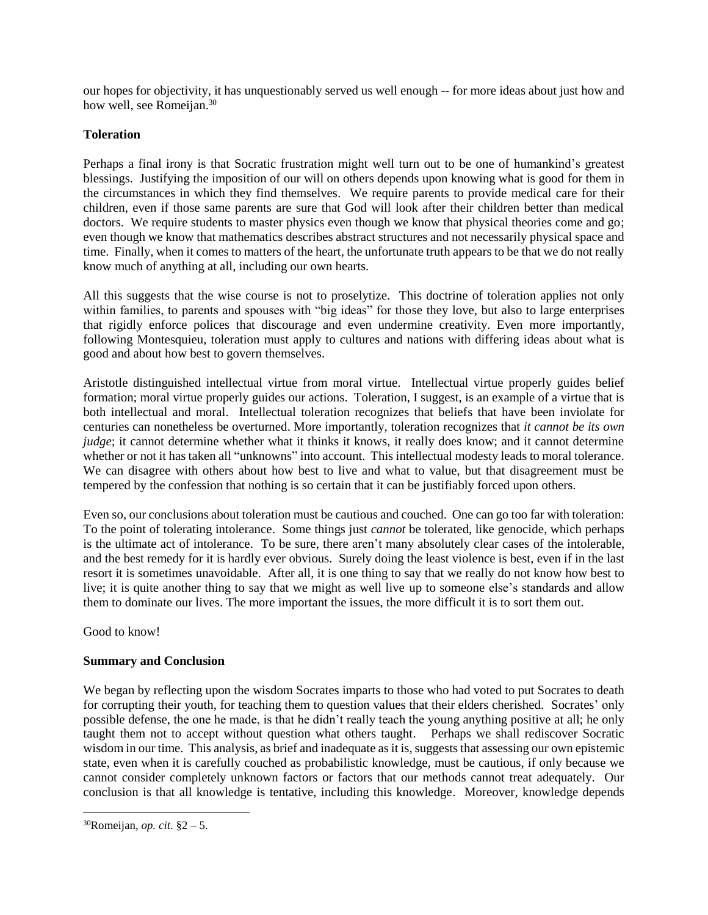our hopes for objectivity, it has unquestionably served us well enough -- for more ideas about just how and how well, see Romeijan.[30]

**Toleration**

Perhaps a final irony is that Socratic frustration might well turn out to be one of humankind's greatest blessings. Justifying the imposition of our will on others depends upon knowing what is good for them in the circumstances in which they find themselves. We require parents to provide medical care for their children, even if those same parents are sure that God will look after their children better than medical doctors. We require students to master physics even though we know that physical theories come and go; even though we know that mathematics describes abstract structures and not necessarily physical space and time. Finally, when it comes to matters of the heart, the unfortunate truth appears to be that we do not really know much of anything at all, including our own hearts.

All this suggests that the wise course is not to proselytize. This doctrine of toleration applies not only within families, to parents and spouses with "big ideas" for those they love, but also to large enterprises that rigidly enforce polices that discourage and even undermine creativity. Even more importantly, following Montesquieu, toleration must apply to cultures and nations with differing ideas about what is good and about how best to govern themselves.

Aristotle distinguished intellectual virtue from moral virtue. Intellectual virtue properly guides belief formation; moral virtue properly guides our actions. Toleration, I suggest, is an example of a virtue that is both intellectual and moral. Intellectual toleration recognizes that beliefs that have been inviolate for centuries can nonetheless be overturned. More importantly, toleration recognizes that *it cannot be its own judge*; it cannot determine whether what it thinks it knows, it really does know; and it cannot determine whether or not it has taken all "unknowns" into account. This intellectual modesty leads to moral tolerance. We can disagree with others about how best to live and what to value, but that disagreement must be tempered by the confession that nothing is so certain that it can be justifiably forced upon others.

Even so, our conclusions about toleration must be cautious and couched. One can go too far with toleration: To the point of tolerating intolerance. Some things just *cannot* be tolerated, like genocide, which perhaps is the ultimate act of intolerance. To be sure, there aren't many absolutely clear cases of the intolerable, and the best remedy for it is hardly ever obvious. Surely doing the least violence is best, even if in the last resort it is sometimes unavoidable. After all, it is one thing to say that we really do not know how best to live; it is quite another thing to say that we might as well live up to someone else's standards and allow them to dominate our lives. The more important the issues, the more difficult it is to sort them out.

Good to know!

**Summary and Conclusion**

We began by reflecting upon the wisdom Socrates imparts to those who had voted to put Socrates to death for corrupting their youth, for teaching them to question values that their elders cherished. Socrates' only possible defense, the one he made, is that he didn't really teach the young anything positive at all; he only taught them not to accept without question what others taught. Perhaps we shall rediscover Socratic wisdom in our time. This analysis, as brief and inadequate as it is, suggests that assessing our own epistemic state, even when it is carefully couched as probabilistic knowledge, must be cautious, if only because we cannot consider completely unknown factors or factors that our methods cannot treat adequately. Our conclusion is that all knowledge is tentative, including this knowledge. Moreover, knowledge depends

[30] Romeijan, *op. cit.* §2 – 5.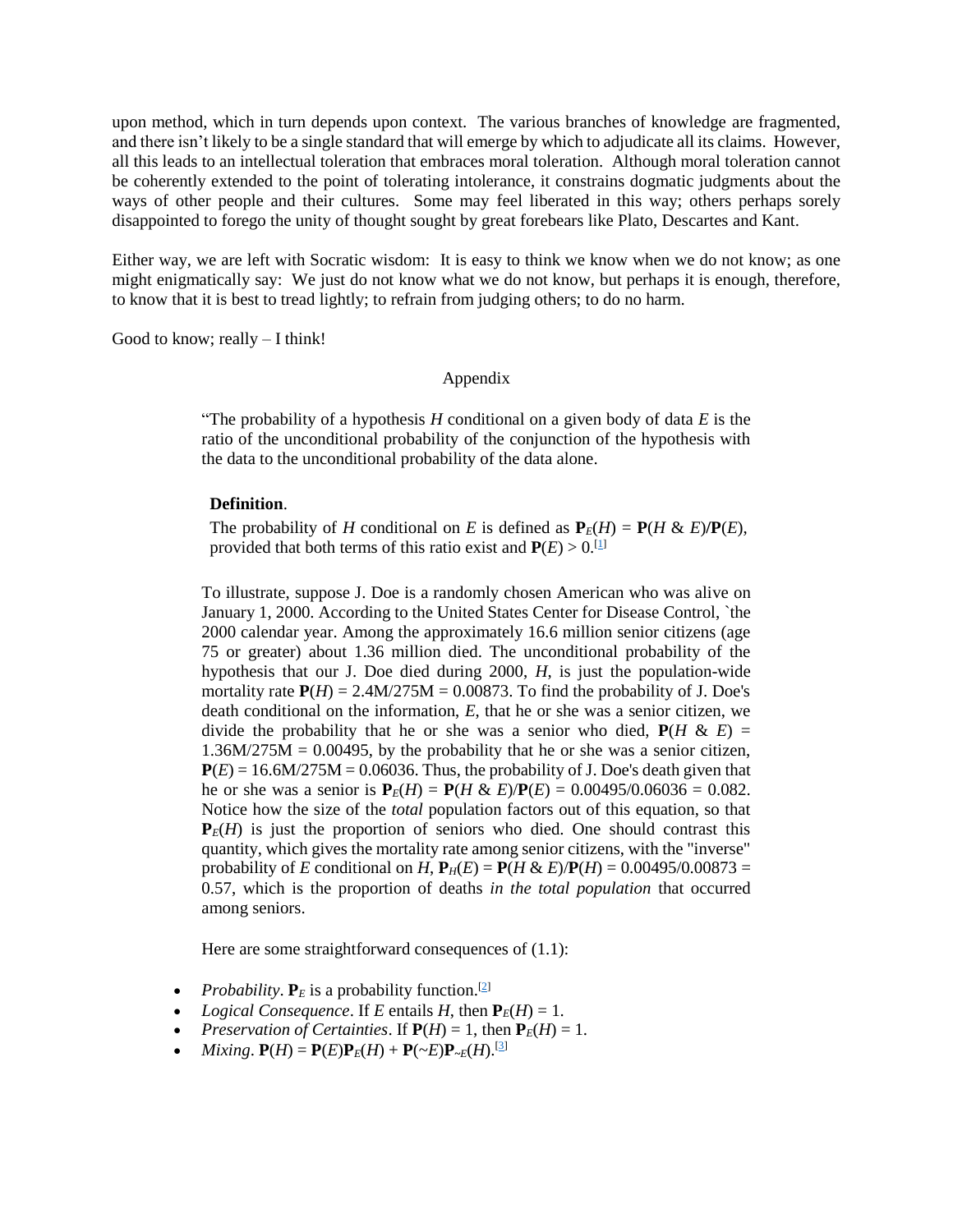upon method, which in turn depends upon context. The various branches of knowledge are fragmented, and there isn't likely to be a single standard that will emerge by which to adjudicate all its claims. However, all this leads to an intellectual toleration that embraces moral toleration. Although moral toleration cannot be coherently extended to the point of tolerating intolerance, it constrains dogmatic judgments about the ways of other people and their cultures. Some may feel liberated in this way; others perhaps sorely disappointed to forego the unity of thought sought by great forebears like Plato, Descartes and Kant.

Either way, we are left with Socratic wisdom: It is easy to think we know when we do not know; as one might enigmatically say: We just do not know what we do not know, but perhaps it is enough, therefore, to know that it is best to tread lightly; to refrain from judging others; to do no harm.

Good to know; really – I think!

## Appendix

> "The probability of a hypothesis $H$ conditional on a given body of data $E$ is the ratio of the unconditional probability of the conjunction of the hypothesis with the data to the unconditional probability of the data alone.
>
> **Definition**.
>
> The probability of $H$ conditional on $E$ is defined as $\mathbf{P}_E(H) = \mathbf{P}(H \,\&\, E)/\mathbf{P}(E)$, provided that both terms of this ratio exist and $\mathbf{P}(E) > 0$.[1]
>
> To illustrate, suppose J. Doe is a randomly chosen American who was alive on January 1, 2000. According to the United States Center for Disease Control, `the 2000 calendar year. Among the approximately 16.6 million senior citizens (age 75 or greater) about 1.36 million died. The unconditional probability of the hypothesis that our J. Doe died during 2000, $H$, is just the population-wide mortality rate $\mathbf{P}(H) = 2.4\text{M}/275\text{M} = 0.00873$. To find the probability of J. Doe's death conditional on the information, $E$, that he or she was a senior citizen, we divide the probability that he or she was a senior who died, $\mathbf{P}(H \,\&\, E) = 1.36\text{M}/275\text{M} = 0.00495$, by the probability that he or she was a senior citizen, $\mathbf{P}(E) = 16.6\text{M}/275\text{M} = 0.06036$. Thus, the probability of J. Doe's death given that he or she was a senior is $\mathbf{P}_E(H) = \mathbf{P}(H \,\&\, E)/\mathbf{P}(E) = 0.00495/0.06036 = 0.082$. Notice how the size of the *total* population factors out of this equation, so that $\mathbf{P}_E(H)$ is just the proportion of seniors who died. One should contrast this quantity, which gives the mortality rate among senior citizens, with the "inverse" probability of $E$ conditional on $H$, $\mathbf{P}_H(E) = \mathbf{P}(H \,\&\, E)/\mathbf{P}(H) = 0.00495/0.00873 = 0.57$, which is the proportion of deaths *in the total population* that occurred among seniors.
>
> Here are some straightforward consequences of (1.1):

- *Probability*. $\mathbf{P}_E$ is a probability function.[2]
- *Logical Consequence*. If $E$ entails $H$, then $\mathbf{P}_E(H) = 1$.
- *Preservation of Certainties*. If $\mathbf{P}(H) = 1$, then $\mathbf{P}_E(H) = 1$.
- *Mixing*. $\mathbf{P}(H) = \mathbf{P}(E)\mathbf{P}_E(H) + \mathbf{P}(\sim E)\mathbf{P}_{\sim E}(H)$.[3]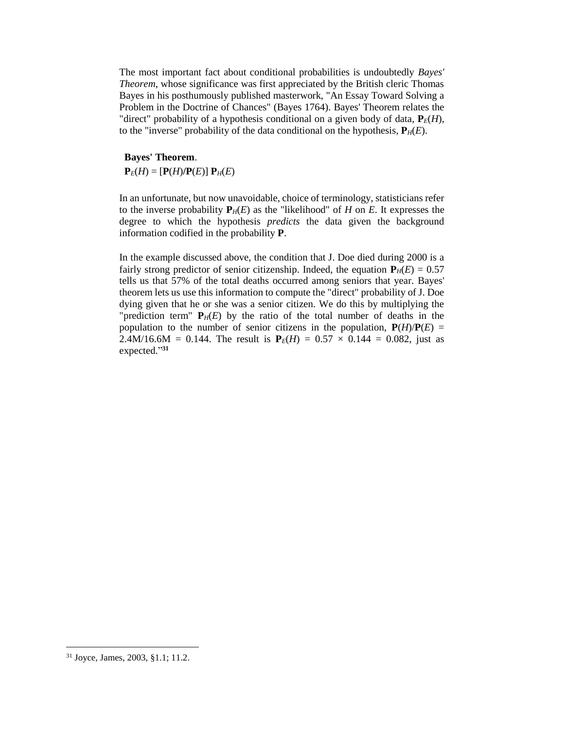The most important fact about conditional probabilities is undoubtedly *Bayes' Theorem*, whose significance was first appreciated by the British cleric Thomas Bayes in his posthumously published masterwork, "An Essay Toward Solving a Problem in the Doctrine of Chances" (Bayes 1764). Bayes' Theorem relates the "direct" probability of a hypothesis conditional on a given body of data, $\mathbf{P}_E(H)$, to the "inverse" probability of the data conditional on the hypothesis, $\mathbf{P}_H(E)$.

**Bayes' Theorem**.

$\mathbf{P}_E(H) = [\mathbf{P}(H)/\mathbf{P}(E)]\ \mathbf{P}_H(E)$

In an unfortunate, but now unavoidable, choice of terminology, statisticians refer to the inverse probability $\mathbf{P}_H(E)$ as the "likelihood" of $H$ on $E$. It expresses the degree to which the hypothesis *predicts* the data given the background information codified in the probability $\mathbf{P}$.

In the example discussed above, the condition that J. Doe died during 2000 is a fairly strong predictor of senior citizenship. Indeed, the equation $\mathbf{P}_H(E) = 0.57$ tells us that 57% of the total deaths occurred among seniors that year. Bayes' theorem lets us use this information to compute the "direct" probability of J. Doe dying given that he or she was a senior citizen. We do this by multiplying the "prediction term" $\mathbf{P}_H(E)$ by the ratio of the total number of deaths in the population to the number of senior citizens in the population, $\mathbf{P}(H)/\mathbf{P}(E) = 2.4\text{M}/16.6\text{M} = 0.144$. The result is $\mathbf{P}_E(H) = 0.57 \times 0.144 = 0.082$, just as expected."[31]

[31] Joyce, James, 2003, §1.1; 11.2.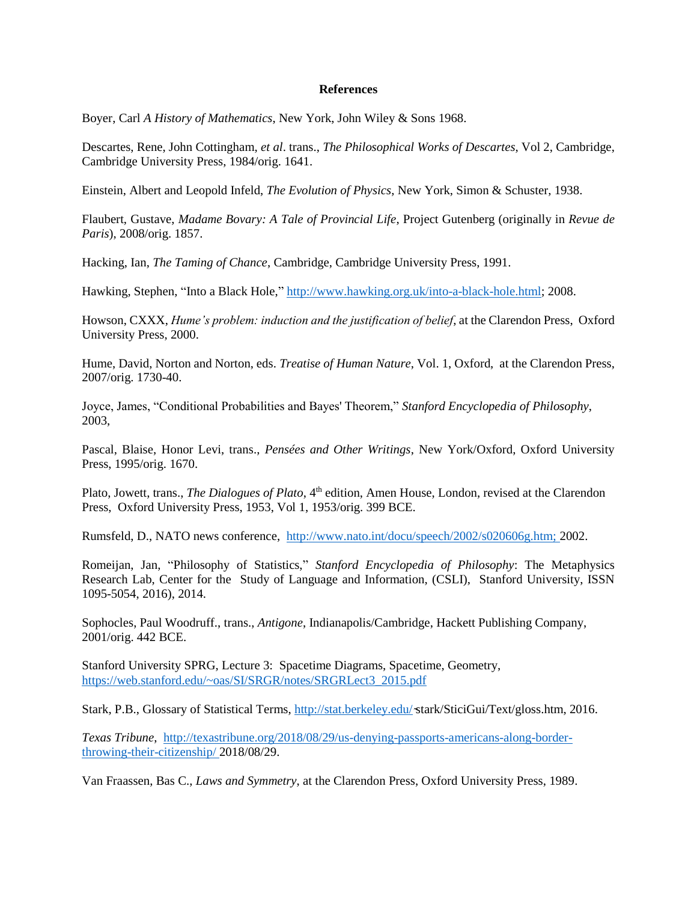**References**

Boyer, Carl *A History of Mathematics*, New York, John Wiley & Sons 1968.

Descartes, Rene, John Cottingham, *et al*. trans., *The Philosophical Works of Descartes*, Vol 2, Cambridge, Cambridge University Press, 1984/orig. 1641.

Einstein, Albert and Leopold Infeld, *The Evolution of Physics*, New York, Simon & Schuster, 1938.

Flaubert, Gustave, *Madame Bovary: A Tale of Provincial Life*, Project Gutenberg (originally in *Revue de Paris*), 2008/orig. 1857.

Hacking, Ian, *The Taming of Chance*, Cambridge, Cambridge University Press, 1991.

Hawking, Stephen, "Into a Black Hole," http://www.hawking.org.uk/into-a-black-hole.html; 2008.

Howson, CXXX, *Hume's problem: induction and the justification of belief*, at the Clarendon Press, Oxford University Press, 2000.

Hume, David, Norton and Norton, eds. *Treatise of Human Nature*, Vol. 1, Oxford, at the Clarendon Press, 2007/orig. 1730-40.

Joyce, James, "Conditional Probabilities and Bayes' Theorem," *Stanford Encyclopedia of Philosophy*, 2003,

Pascal, Blaise, Honor Levi, trans., *Pensées and Other Writings*, New York/Oxford, Oxford University Press, 1995/orig. 1670.

Plato, Jowett, trans., *The Dialogues of Plato*, 4th edition, Amen House, London, revised at the Clarendon Press, Oxford University Press, 1953, Vol 1, 1953/orig. 399 BCE.

Rumsfeld, D., NATO news conference, http://www.nato.int/docu/speech/2002/s020606g.htm; 2002.

Romeijan, Jan, "Philosophy of Statistics," *Stanford Encyclopedia of Philosophy*: The Metaphysics Research Lab, Center for the Study of Language and Information, (CSLI), Stanford University, ISSN 1095-5054, 2016), 2014.

Sophocles, Paul Woodruff., trans., *Antigone*, Indianapolis/Cambridge, Hackett Publishing Company, 2001/orig. 442 BCE.

Stanford University SPRG, Lecture 3: Spacetime Diagrams, Spacetime, Geometry, https://web.stanford.edu/~oas/SI/SRGR/notes/SRGRLect3_2015.pdf

Stark, P.B., Glossary of Statistical Terms, http://stat.berkeley.edu/~stark/SticiGui/Text/gloss.htm, 2016.

*Texas Tribune*, http://texastribune.org/2018/08/29/us-denying-passports-americans-along-border-throwing-their-citizenship/ 2018/08/29.

Van Fraassen, Bas C., *Laws and Symmetry*, at the Clarendon Press, Oxford University Press, 1989.